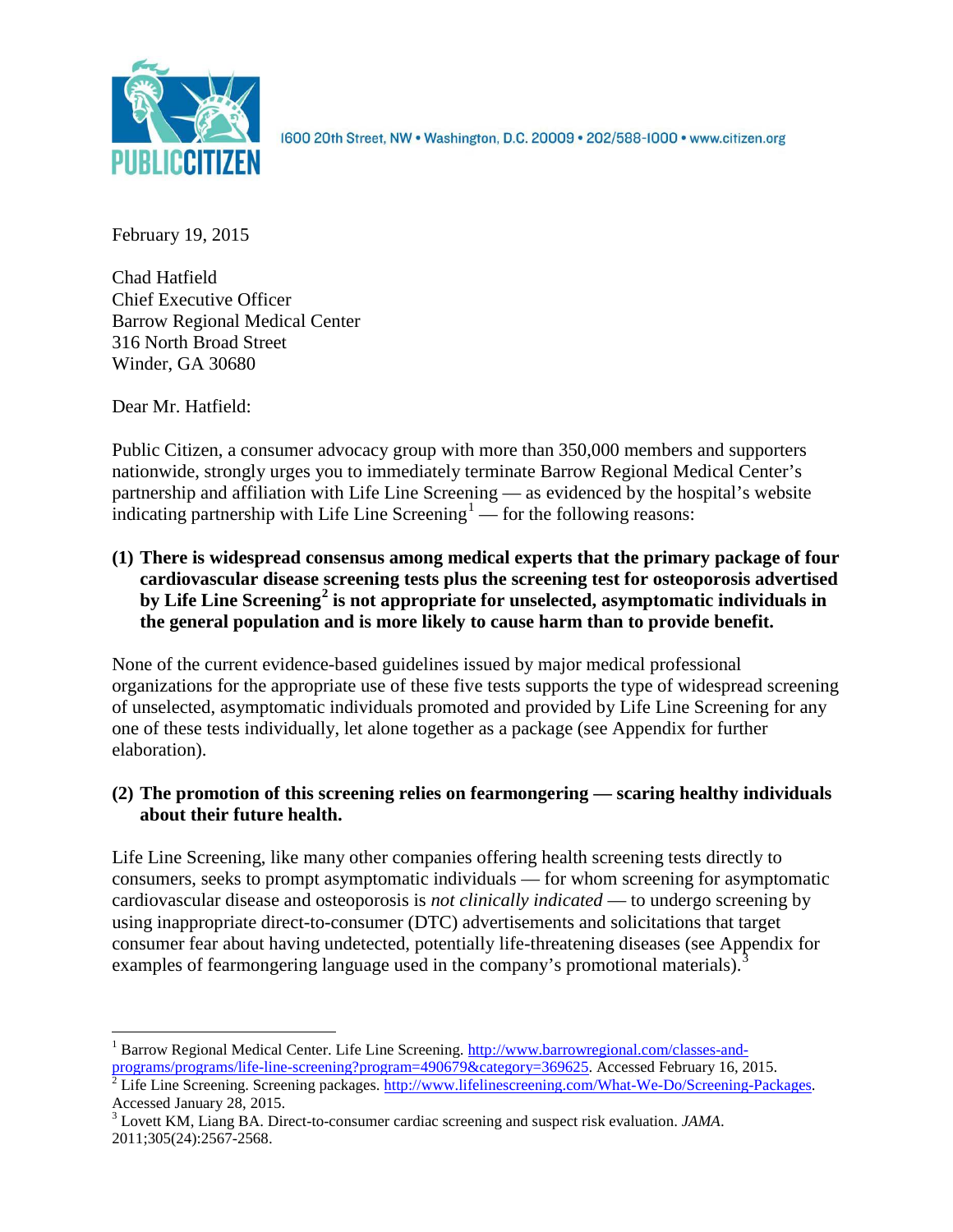PUBLIC CITIZEN

1600 20th Street, NW • Washington, D.C. 20009 • 202/588-1000 • www.citizen.org

February 19, 2015

Chad Hatfield
Chief Executive Officer
Barrow Regional Medical Center
316 North Broad Street
Winder, GA 30680

Dear Mr. Hatfield:

Public Citizen, a consumer advocacy group with more than 350,000 members and supporters nationwide, strongly urges you to immediately terminate Barrow Regional Medical Center's partnership and affiliation with Life Line Screening — as evidenced by the hospital's website indicating partnership with Life Line Screening[1] — for the following reasons:

**(1) There is widespread consensus among medical experts that the primary package of four cardiovascular disease screening tests plus the screening test for osteoporosis advertised by Life Line Screening[2] is not appropriate for unselected, asymptomatic individuals in the general population and is more likely to cause harm than to provide benefit.**

None of the current evidence-based guidelines issued by major medical professional organizations for the appropriate use of these five tests supports the type of widespread screening of unselected, asymptomatic individuals promoted and provided by Life Line Screening for any one of these tests individually, let alone together as a package (see Appendix for further elaboration).

**(2) The promotion of this screening relies on fearmongering — scaring healthy individuals about their future health.**

Life Line Screening, like many other companies offering health screening tests directly to consumers, seeks to prompt asymptomatic individuals — for whom screening for asymptomatic cardiovascular disease and osteoporosis is *not clinically indicated* — to undergo screening by using inappropriate direct-to-consumer (DTC) advertisements and solicitations that target consumer fear about having undetected, potentially life-threatening diseases (see Appendix for examples of fearmongering language used in the company's promotional materials).[3]

---

[1] Barrow Regional Medical Center. Life Line Screening. http://www.barrowregional.com/classes-and-programs/programs/life-line-screening?program=490679&category=369625. Accessed February 16, 2015.

[2] Life Line Screening. Screening packages. http://www.lifelinescreening.com/What-We-Do/Screening-Packages. Accessed January 28, 2015.

[3] Lovett KM, Liang BA. Direct-to-consumer cardiac screening and suspect risk evaluation. *JAMA*. 2011;305(24):2567-2568.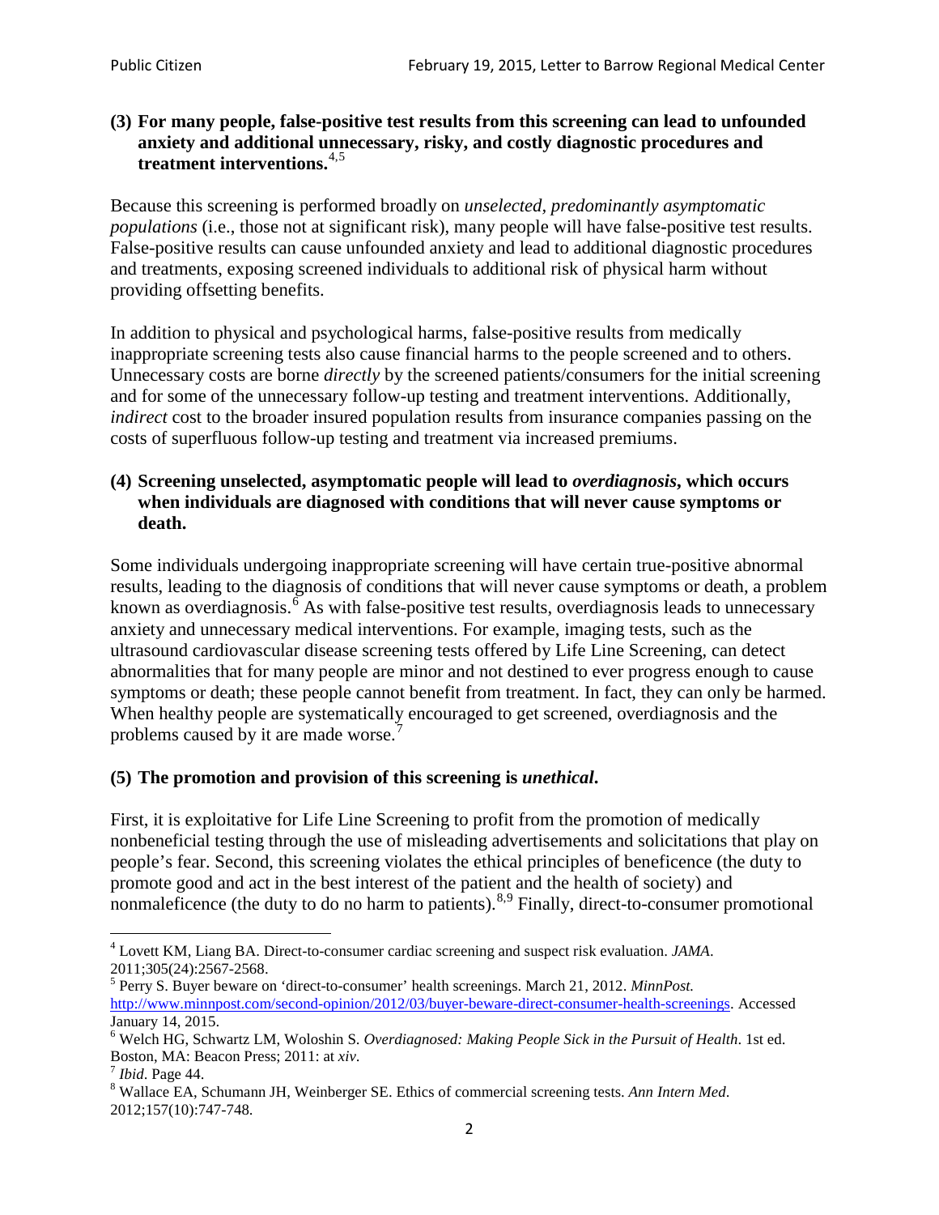**(3) For many people, false-positive test results from this screening can lead to unfounded anxiety and additional unnecessary, risky, and costly diagnostic procedures and treatment interventions.**[4,5]

Because this screening is performed broadly on *unselected, predominantly asymptomatic populations* (i.e., those not at significant risk), many people will have false-positive test results. False-positive results can cause unfounded anxiety and lead to additional diagnostic procedures and treatments, exposing screened individuals to additional risk of physical harm without providing offsetting benefits.

In addition to physical and psychological harms, false-positive results from medically inappropriate screening tests also cause financial harms to the people screened and to others. Unnecessary costs are borne *directly* by the screened patients/consumers for the initial screening and for some of the unnecessary follow-up testing and treatment interventions. Additionally, *indirect* cost to the broader insured population results from insurance companies passing on the costs of superfluous follow-up testing and treatment via increased premiums.

**(4) Screening unselected, asymptomatic people will lead to *overdiagnosis*, which occurs when individuals are diagnosed with conditions that will never cause symptoms or death.**

Some individuals undergoing inappropriate screening will have certain true-positive abnormal results, leading to the diagnosis of conditions that will never cause symptoms or death, a problem known as overdiagnosis.[6] As with false-positive test results, overdiagnosis leads to unnecessary anxiety and unnecessary medical interventions. For example, imaging tests, such as the ultrasound cardiovascular disease screening tests offered by Life Line Screening, can detect abnormalities that for many people are minor and not destined to ever progress enough to cause symptoms or death; these people cannot benefit from treatment. In fact, they can only be harmed. When healthy people are systematically encouraged to get screened, overdiagnosis and the problems caused by it are made worse.[7]

**(5) The promotion and provision of this screening is *unethical*.**

First, it is exploitative for Life Line Screening to profit from the promotion of medically nonbeneficial testing through the use of misleading advertisements and solicitations that play on people's fear. Second, this screening violates the ethical principles of beneficence (the duty to promote good and act in the best interest of the patient and the health of society) and nonmaleficence (the duty to do no harm to patients).[8,9] Finally, direct-to-consumer promotional

---

[4] Lovett KM, Liang BA. Direct-to-consumer cardiac screening and suspect risk evaluation. *JAMA*. 2011;305(24):2567-2568.

[5] Perry S. Buyer beware on 'direct-to-consumer' health screenings. March 21, 2012. *MinnPost.* http://www.minnpost.com/second-opinion/2012/03/buyer-beware-direct-consumer-health-screenings. Accessed January 14, 2015.

[6] Welch HG, Schwartz LM, Woloshin S. *Overdiagnosed: Making People Sick in the Pursuit of Health*. 1st ed. Boston, MA: Beacon Press; 2011: at *xiv*.

[7] *Ibid*. Page 44.

[8] Wallace EA, Schumann JH, Weinberger SE. Ethics of commercial screening tests. *Ann Intern Med*. 2012;157(10):747-748.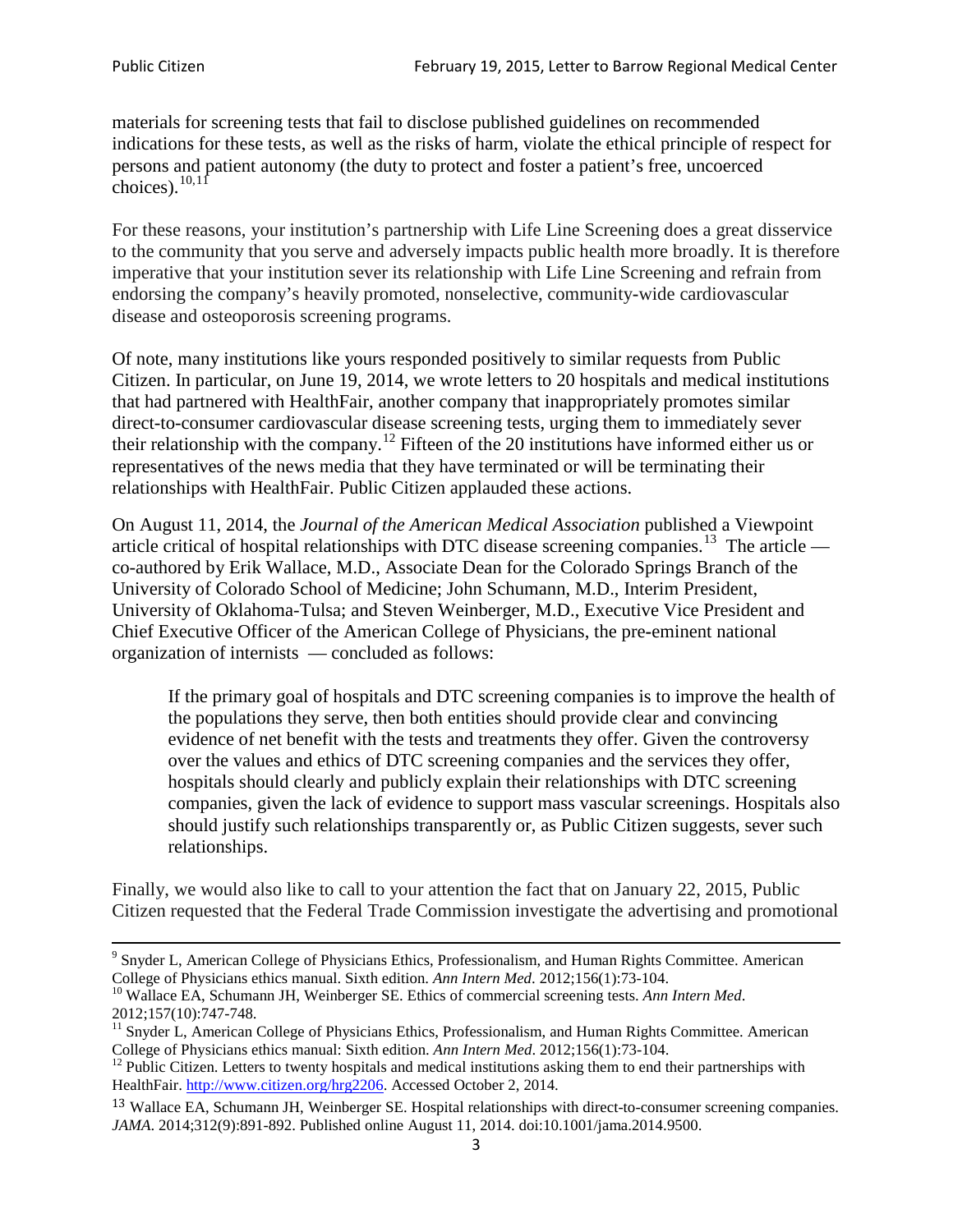materials for screening tests that fail to disclose published guidelines on recommended indications for these tests, as well as the risks of harm, violate the ethical principle of respect for persons and patient autonomy (the duty to protect and foster a patient's free, uncoerced choices).[10,11]

For these reasons, your institution's partnership with Life Line Screening does a great disservice to the community that you serve and adversely impacts public health more broadly. It is therefore imperative that your institution sever its relationship with Life Line Screening and refrain from endorsing the company's heavily promoted, nonselective, community-wide cardiovascular disease and osteoporosis screening programs.

Of note, many institutions like yours responded positively to similar requests from Public Citizen. In particular, on June 19, 2014, we wrote letters to 20 hospitals and medical institutions that had partnered with HealthFair, another company that inappropriately promotes similar direct-to-consumer cardiovascular disease screening tests, urging them to immediately sever their relationship with the company.[12] Fifteen of the 20 institutions have informed either us or representatives of the news media that they have terminated or will be terminating their relationships with HealthFair. Public Citizen applauded these actions.

On August 11, 2014, the *Journal of the American Medical Association* published a Viewpoint article critical of hospital relationships with DTC disease screening companies.[13] The article — co-authored by Erik Wallace, M.D., Associate Dean for the Colorado Springs Branch of the University of Colorado School of Medicine; John Schumann, M.D., Interim President, University of Oklahoma-Tulsa; and Steven Weinberger, M.D., Executive Vice President and Chief Executive Officer of the American College of Physicians, the pre-eminent national organization of internists — concluded as follows:

> If the primary goal of hospitals and DTC screening companies is to improve the health of the populations they serve, then both entities should provide clear and convincing evidence of net benefit with the tests and treatments they offer. Given the controversy over the values and ethics of DTC screening companies and the services they offer, hospitals should clearly and publicly explain their relationships with DTC screening companies, given the lack of evidence to support mass vascular screenings. Hospitals also should justify such relationships transparently or, as Public Citizen suggests, sever such relationships.

Finally, we would also like to call to your attention the fact that on January 22, 2015, Public Citizen requested that the Federal Trade Commission investigate the advertising and promotional

---

[9] Snyder L, American College of Physicians Ethics, Professionalism, and Human Rights Committee. American College of Physicians ethics manual. Sixth edition. *Ann Intern Med*. 2012;156(1):73-104.

[10] Wallace EA, Schumann JH, Weinberger SE. Ethics of commercial screening tests. *Ann Intern Med*. 2012;157(10):747-748.

[11] Snyder L, American College of Physicians Ethics, Professionalism, and Human Rights Committee. American College of Physicians ethics manual: Sixth edition. *Ann Intern Med*. 2012;156(1):73-104.

[12] Public Citizen. Letters to twenty hospitals and medical institutions asking them to end their partnerships with HealthFair. http://www.citizen.org/hrg2206. Accessed October 2, 2014.

[13] Wallace EA, Schumann JH, Weinberger SE. Hospital relationships with direct-to-consumer screening companies. *JAMA*. 2014;312(9):891-892. Published online August 11, 2014. doi:10.1001/jama.2014.9500.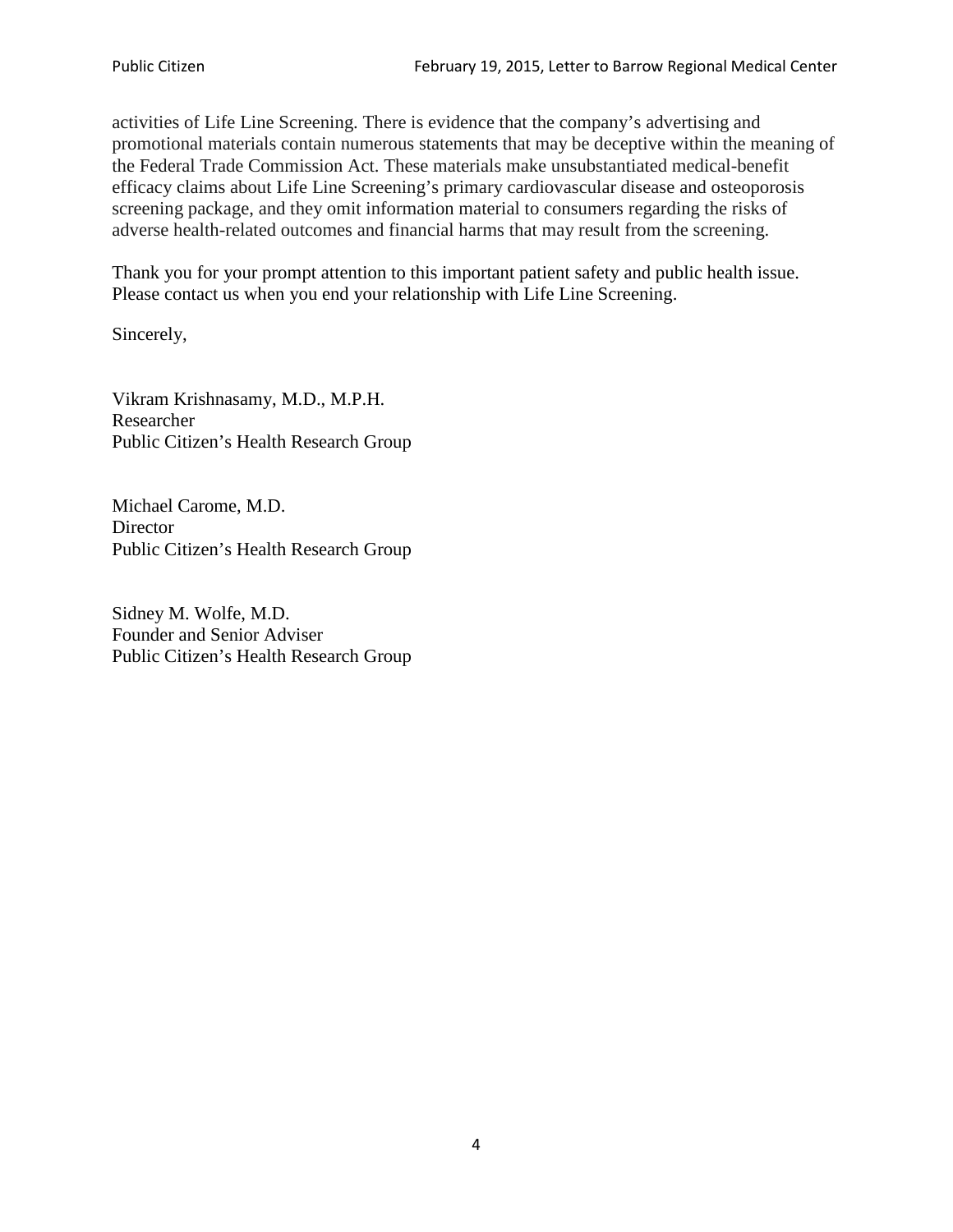activities of Life Line Screening. There is evidence that the company's advertising and promotional materials contain numerous statements that may be deceptive within the meaning of the Federal Trade Commission Act. These materials make unsubstantiated medical-benefit efficacy claims about Life Line Screening's primary cardiovascular disease and osteoporosis screening package, and they omit information material to consumers regarding the risks of adverse health-related outcomes and financial harms that may result from the screening.

Thank you for your prompt attention to this important patient safety and public health issue. Please contact us when you end your relationship with Life Line Screening.

Sincerely,

Vikram Krishnasamy, M.D., M.P.H.
Researcher
Public Citizen's Health Research Group

Michael Carome, M.D.
Director
Public Citizen's Health Research Group

Sidney M. Wolfe, M.D.
Founder and Senior Adviser
Public Citizen's Health Research Group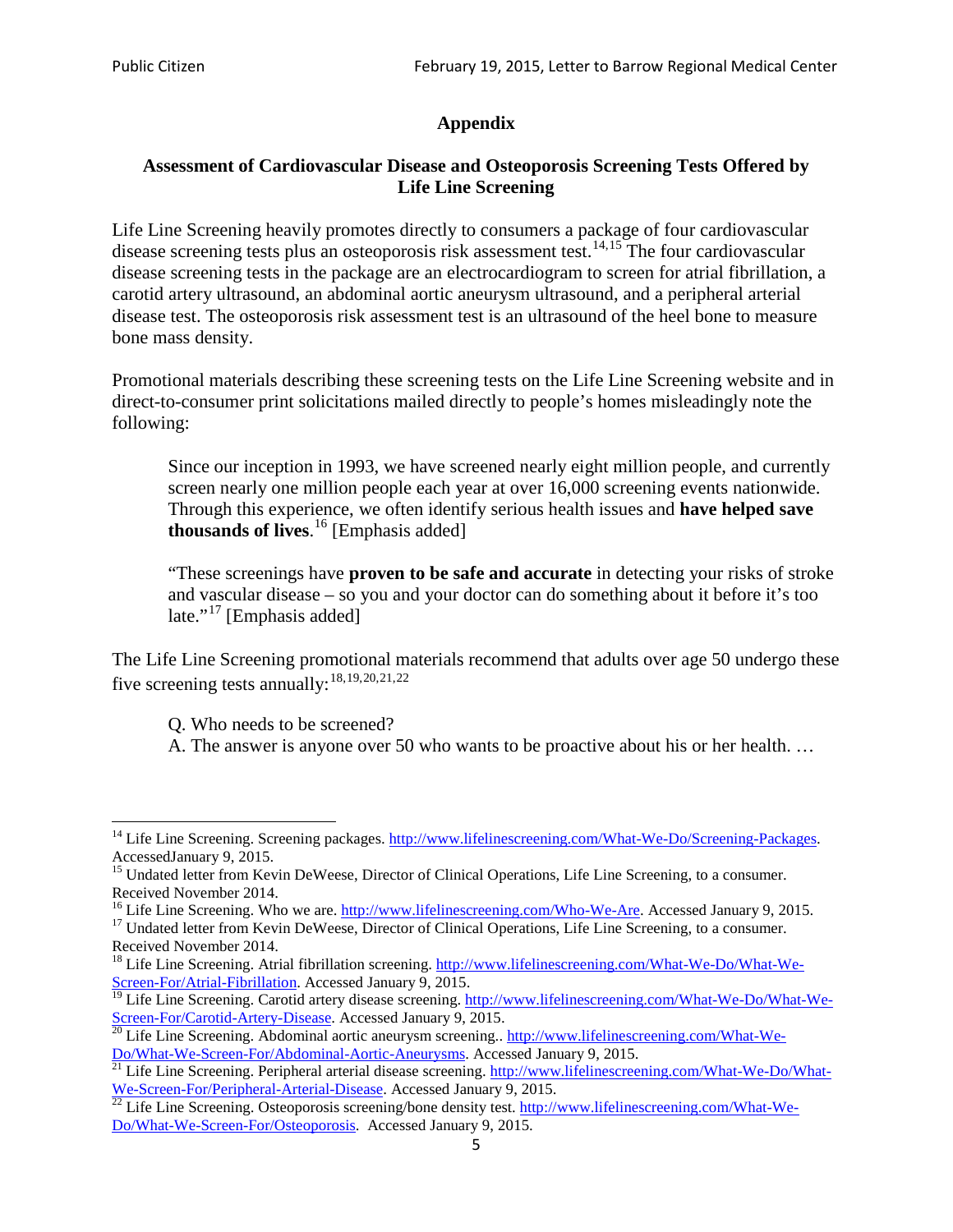## Appendix

### Assessment of Cardiovascular Disease and Osteoporosis Screening Tests Offered by Life Line Screening

Life Line Screening heavily promotes directly to consumers a package of four cardiovascular disease screening tests plus an osteoporosis risk assessment test.[14,15] The four cardiovascular disease screening tests in the package are an electrocardiogram to screen for atrial fibrillation, a carotid artery ultrasound, an abdominal aortic aneurysm ultrasound, and a peripheral arterial disease test. The osteoporosis risk assessment test is an ultrasound of the heel bone to measure bone mass density.

Promotional materials describing these screening tests on the Life Line Screening website and in direct-to-consumer print solicitations mailed directly to people's homes misleadingly note the following:

> Since our inception in 1993, we have screened nearly eight million people, and currently screen nearly one million people each year at over 16,000 screening events nationwide. Through this experience, we often identify serious health issues and **have helped save thousands of lives**.[16] [Emphasis added]
>
> "These screenings have **proven to be safe and accurate** in detecting your risks of stroke and vascular disease – so you and your doctor can do something about it before it's too late."[17] [Emphasis added]

The Life Line Screening promotional materials recommend that adults over age 50 undergo these five screening tests annually:[18,19,20,21,22]

> Q. Who needs to be screened?
> A. The answer is anyone over 50 who wants to be proactive about his or her health. …

---

[14] Life Line Screening. Screening packages. http://www.lifelinescreening.com/What-We-Do/Screening-Packages. AccessedJanuary 9, 2015.

[15] Undated letter from Kevin DeWeese, Director of Clinical Operations, Life Line Screening, to a consumer. Received November 2014.

[16] Life Line Screening. Who we are. http://www.lifelinescreening.com/Who-We-Are. Accessed January 9, 2015.

[17] Undated letter from Kevin DeWeese, Director of Clinical Operations, Life Line Screening, to a consumer. Received November 2014.

[18] Life Line Screening. Atrial fibrillation screening. http://www.lifelinescreening.com/What-We-Do/What-We-Screen-For/Atrial-Fibrillation. Accessed January 9, 2015.

[19] Life Line Screening. Carotid artery disease screening. http://www.lifelinescreening.com/What-We-Do/What-We-Screen-For/Carotid-Artery-Disease. Accessed January 9, 2015.

[20] Life Line Screening. Abdominal aortic aneurysm screening.. http://www.lifelinescreening.com/What-We-Do/What-We-Screen-For/Abdominal-Aortic-Aneurysms. Accessed January 9, 2015.

[21] Life Line Screening. Peripheral arterial disease screening. http://www.lifelinescreening.com/What-We-Do/What-We-Screen-For/Peripheral-Arterial-Disease. Accessed January 9, 2015.

[22] Life Line Screening. Osteoporosis screening/bone density test. http://www.lifelinescreening.com/What-We-Do/What-We-Screen-For/Osteoporosis. Accessed January 9, 2015.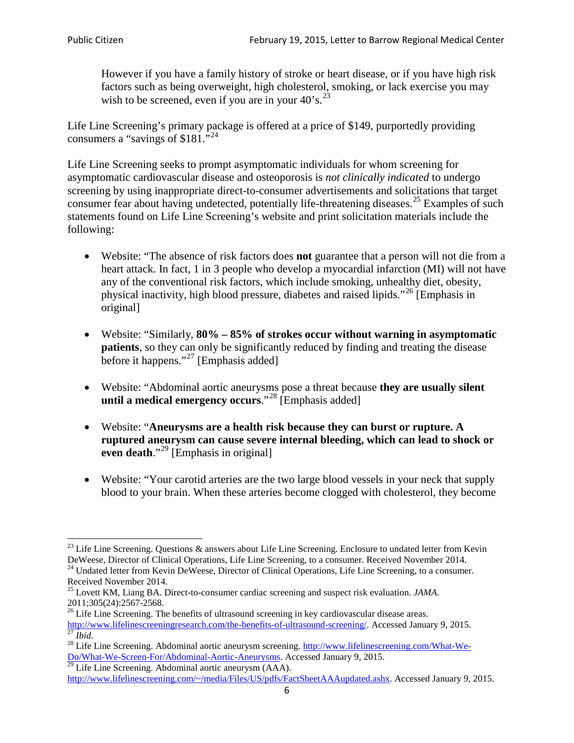> However if you have a family history of stroke or heart disease, or if you have high risk factors such as being overweight, high cholesterol, smoking, or lack exercise you may wish to be screened, even if you are in your 40's.[23]

Life Line Screening's primary package is offered at a price of $149, purportedly providing consumers a "savings of $181."[24]

Life Line Screening seeks to prompt asymptomatic individuals for whom screening for asymptomatic cardiovascular disease and osteoporosis is *not clinically indicated* to undergo screening by using inappropriate direct-to-consumer advertisements and solicitations that target consumer fear about having undetected, potentially life-threatening diseases.[25] Examples of such statements found on Life Line Screening's website and print solicitation materials include the following:

- Website: "The absence of risk factors does **not** guarantee that a person will not die from a heart attack. In fact, 1 in 3 people who develop a myocardial infarction (MI) will not have any of the conventional risk factors, which include smoking, unhealthy diet, obesity, physical inactivity, high blood pressure, diabetes and raised lipids."[26] [Emphasis in original]

- Website: "Similarly, **80% – 85% of strokes occur without warning in asymptomatic patients**, so they can only be significantly reduced by finding and treating the disease before it happens."[27] [Emphasis added]

- Website: "Abdominal aortic aneurysms pose a threat because **they are usually silent until a medical emergency occurs**."[28] [Emphasis added]

- Website: "**Aneurysms are a health risk because they can burst or rupture. A ruptured aneurysm can cause severe internal bleeding, which can lead to shock or even death**."[29] [Emphasis in original]

- Website: "Your carotid arteries are the two large blood vessels in your neck that supply blood to your brain. When these arteries become clogged with cholesterol, they become

---

[23] Life Line Screening. Questions & answers about Life Line Screening. Enclosure to undated letter from Kevin DeWeese, Director of Clinical Operations, Life Line Screening, to a consumer. Received November 2014.

[24] Undated letter from Kevin DeWeese, Director of Clinical Operations, Life Line Screening, to a consumer. Received November 2014.

[25] Lovett KM, Liang BA. Direct-to-consumer cardiac screening and suspect risk evaluation. *JAMA*. 2011;305(24):2567-2568.

[26] Life Line Screening. The benefits of ultrasound screening in key cardiovascular disease areas. http://www.lifelinescreeningresearch.com/the-benefits-of-ultrasound-screening/. Accessed January 9, 2015.

[27] *Ibid*.

[28] Life Line Screening. Abdominal aortic aneurysm screening. http://www.lifelinescreening.com/What-We-Do/What-We-Screen-For/Abdominal-Aortic-Aneurysms. Accessed January 9, 2015.

[29] Life Line Screening. Abdominal aortic aneurysm (AAA). http://www.lifelinescreening.com/~/media/Files/US/pdfs/FactSheetAAAupdated.ashx. Accessed January 9, 2015.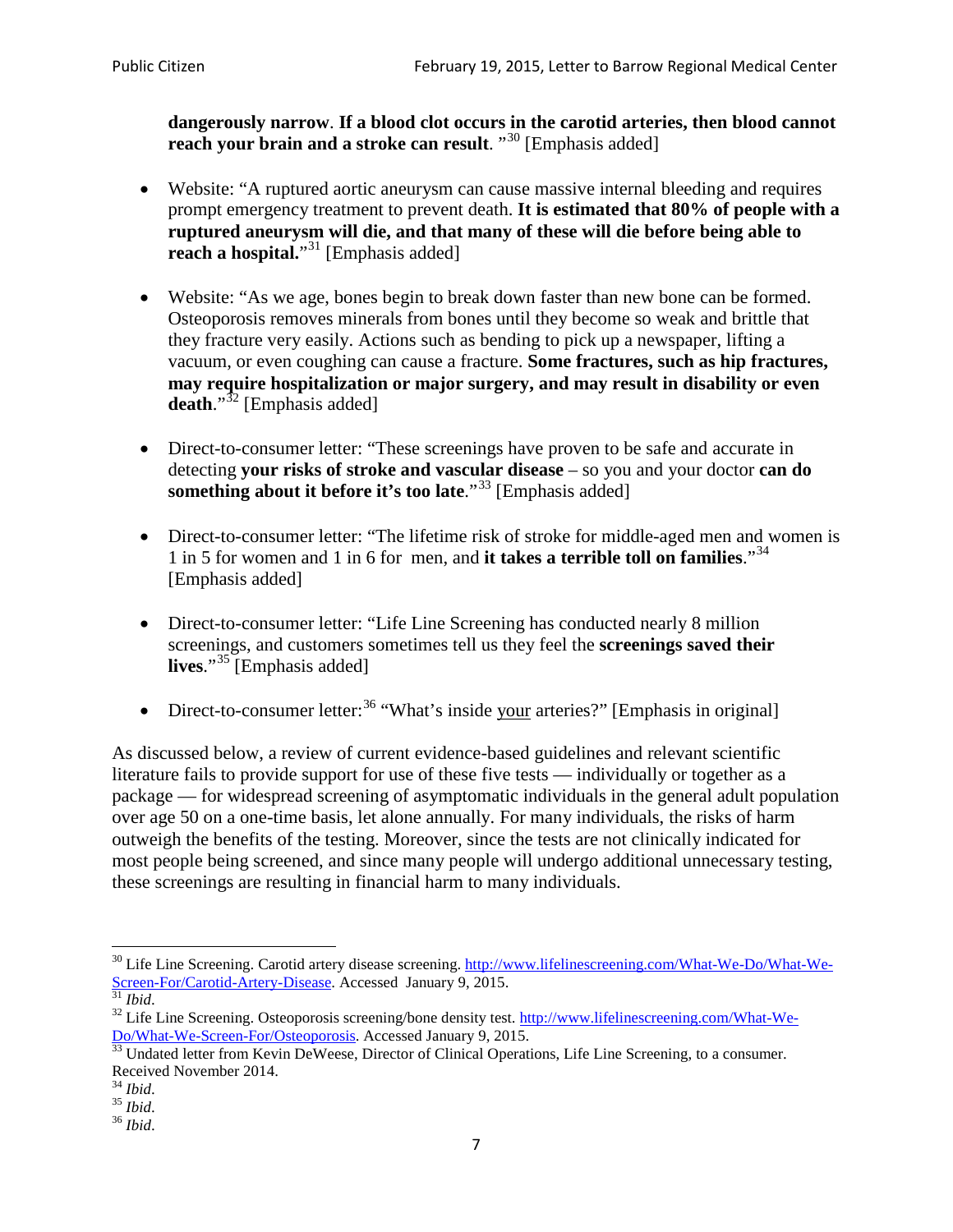**dangerously narrow**. **If a blood clot occurs in the carotid arteries, then blood cannot reach your brain and a stroke can result**. "[30] [Emphasis added]

- Website: "A ruptured aortic aneurysm can cause massive internal bleeding and requires prompt emergency treatment to prevent death. **It is estimated that 80% of people with a ruptured aneurysm will die, and that many of these will die before being able to reach a hospital.**"[31] [Emphasis added]

- Website: "As we age, bones begin to break down faster than new bone can be formed. Osteoporosis removes minerals from bones until they become so weak and brittle that they fracture very easily. Actions such as bending to pick up a newspaper, lifting a vacuum, or even coughing can cause a fracture. **Some fractures, such as hip fractures, may require hospitalization or major surgery, and may result in disability or even death**."[32] [Emphasis added]

- Direct-to-consumer letter: "These screenings have proven to be safe and accurate in detecting **your risks of stroke and vascular disease** – so you and your doctor **can do something about it before it's too late**."[33] [Emphasis added]

- Direct-to-consumer letter: "The lifetime risk of stroke for middle-aged men and women is 1 in 5 for women and 1 in 6 for men, and **it takes a terrible toll on families**."[34] [Emphasis added]

- Direct-to-consumer letter: "Life Line Screening has conducted nearly 8 million screenings, and customers sometimes tell us they feel the **screenings saved their lives**."[35] [Emphasis added]

- Direct-to-consumer letter:[36] "What's inside <u>your</u> arteries?" [Emphasis in original]

As discussed below, a review of current evidence-based guidelines and relevant scientific literature fails to provide support for use of these five tests — individually or together as a package — for widespread screening of asymptomatic individuals in the general adult population over age 50 on a one-time basis, let alone annually. For many individuals, the risks of harm outweigh the benefits of the testing. Moreover, since the tests are not clinically indicated for most people being screened, and since many people will undergo additional unnecessary testing, these screenings are resulting in financial harm to many individuals.

---

[30] Life Line Screening. Carotid artery disease screening. http://www.lifelinescreening.com/What-We-Do/What-We-Screen-For/Carotid-Artery-Disease. Accessed January 9, 2015.

[31] *Ibid*.

[32] Life Line Screening. Osteoporosis screening/bone density test. http://www.lifelinescreening.com/What-We-Do/What-We-Screen-For/Osteoporosis. Accessed January 9, 2015.

[33] Undated letter from Kevin DeWeese, Director of Clinical Operations, Life Line Screening, to a consumer. Received November 2014.

[34] *Ibid*.

[35] *Ibid*.

[36] *Ibid*.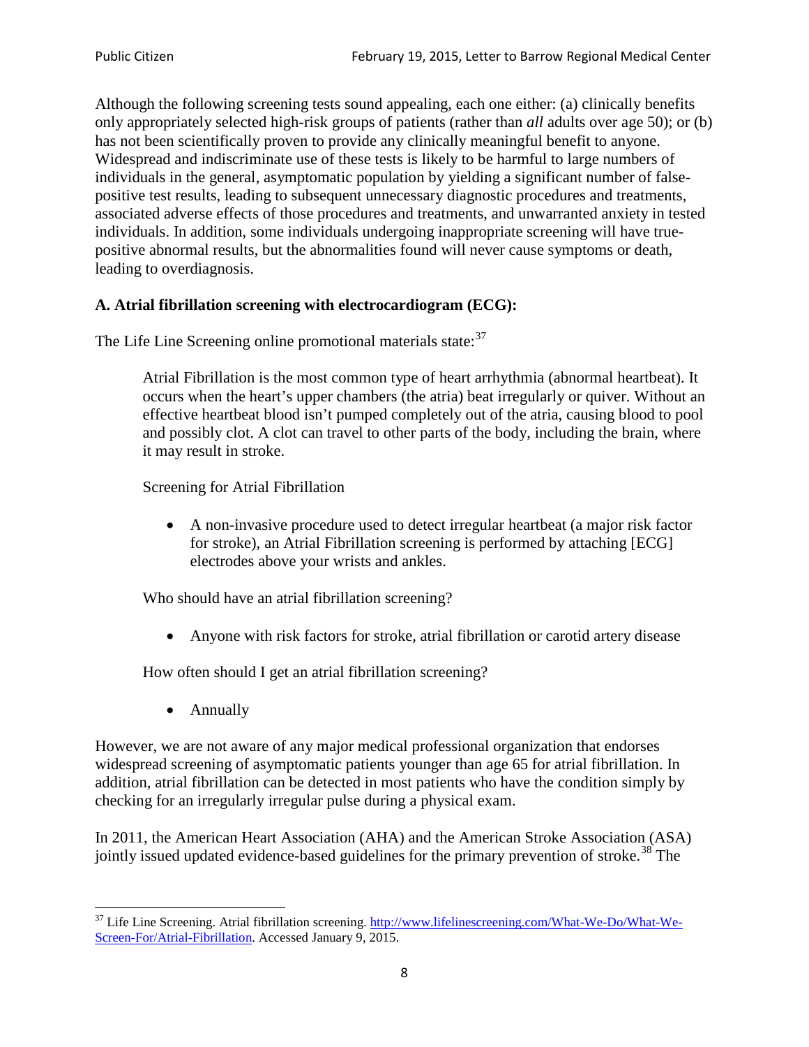Although the following screening tests sound appealing, each one either: (a) clinically benefits only appropriately selected high-risk groups of patients (rather than *all* adults over age 50); or (b) has not been scientifically proven to provide any clinically meaningful benefit to anyone. Widespread and indiscriminate use of these tests is likely to be harmful to large numbers of individuals in the general, asymptomatic population by yielding a significant number of false-positive test results, leading to subsequent unnecessary diagnostic procedures and treatments, associated adverse effects of those procedures and treatments, and unwarranted anxiety in tested individuals. In addition, some individuals undergoing inappropriate screening will have true-positive abnormal results, but the abnormalities found will never cause symptoms or death, leading to overdiagnosis.

**A. Atrial fibrillation screening with electrocardiogram (ECG):**

The Life Line Screening online promotional materials state:[37]

> Atrial Fibrillation is the most common type of heart arrhythmia (abnormal heartbeat). It occurs when the heart's upper chambers (the atria) beat irregularly or quiver. Without an effective heartbeat blood isn't pumped completely out of the atria, causing blood to pool and possibly clot. A clot can travel to other parts of the body, including the brain, where it may result in stroke.
>
> Screening for Atrial Fibrillation
>
> - A non-invasive procedure used to detect irregular heartbeat (a major risk factor for stroke), an Atrial Fibrillation screening is performed by attaching [ECG] electrodes above your wrists and ankles.
>
> Who should have an atrial fibrillation screening?
>
> - Anyone with risk factors for stroke, atrial fibrillation or carotid artery disease
>
> How often should I get an atrial fibrillation screening?
>
> - Annually

However, we are not aware of any major medical professional organization that endorses widespread screening of asymptomatic patients younger than age 65 for atrial fibrillation. In addition, atrial fibrillation can be detected in most patients who have the condition simply by checking for an irregularly irregular pulse during a physical exam.

In 2011, the American Heart Association (AHA) and the American Stroke Association (ASA) jointly issued updated evidence-based guidelines for the primary prevention of stroke.[38] The

---

[37] Life Line Screening. Atrial fibrillation screening. http://www.lifelinescreening.com/What-We-Do/What-We-Screen-For/Atrial-Fibrillation. Accessed January 9, 2015.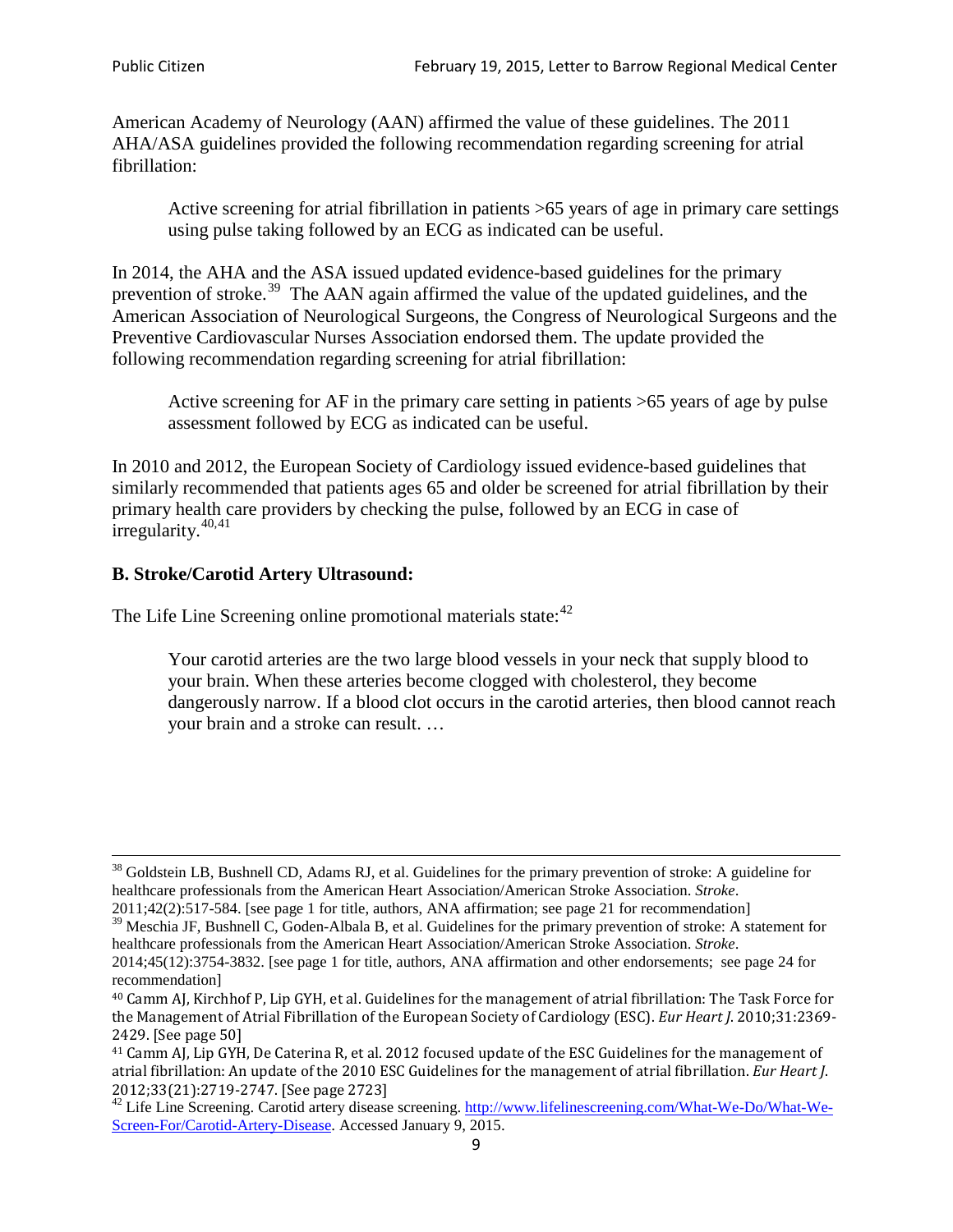American Academy of Neurology (AAN) affirmed the value of these guidelines. The 2011 AHA/ASA guidelines provided the following recommendation regarding screening for atrial fibrillation:

> Active screening for atrial fibrillation in patients >65 years of age in primary care settings using pulse taking followed by an ECG as indicated can be useful.

In 2014, the AHA and the ASA issued updated evidence-based guidelines for the primary prevention of stroke.[39] The AAN again affirmed the value of the updated guidelines, and the American Association of Neurological Surgeons, the Congress of Neurological Surgeons and the Preventive Cardiovascular Nurses Association endorsed them. The update provided the following recommendation regarding screening for atrial fibrillation:

> Active screening for AF in the primary care setting in patients >65 years of age by pulse assessment followed by ECG as indicated can be useful.

In 2010 and 2012, the European Society of Cardiology issued evidence-based guidelines that similarly recommended that patients ages 65 and older be screened for atrial fibrillation by their primary health care providers by checking the pulse, followed by an ECG in case of irregularity.[40,41]

**B. Stroke/Carotid Artery Ultrasound:**

The Life Line Screening online promotional materials state:[42]

> Your carotid arteries are the two large blood vessels in your neck that supply blood to your brain. When these arteries become clogged with cholesterol, they become dangerously narrow. If a blood clot occurs in the carotid arteries, then blood cannot reach your brain and a stroke can result. …

---

[38] Goldstein LB, Bushnell CD, Adams RJ, et al. Guidelines for the primary prevention of stroke: A guideline for healthcare professionals from the American Heart Association/American Stroke Association. *Stroke*. 2011;42(2):517-584. [see page 1 for title, authors, ANA affirmation; see page 21 for recommendation]

[39] Meschia JF, Bushnell C, Goden-Albala B, et al. Guidelines for the primary prevention of stroke: A statement for healthcare professionals from the American Heart Association/American Stroke Association. *Stroke*. 2014;45(12):3754-3832. [see page 1 for title, authors, ANA affirmation and other endorsements; see page 24 for recommendation]

[40] Camm AJ, Kirchhof P, Lip GYH, et al. Guidelines for the management of atrial fibrillation: The Task Force for the Management of Atrial Fibrillation of the European Society of Cardiology (ESC). *Eur Heart J*. 2010;31:2369-2429. [See page 50]

[41] Camm AJ, Lip GYH, De Caterina R, et al. 2012 focused update of the ESC Guidelines for the management of atrial fibrillation: An update of the 2010 ESC Guidelines for the management of atrial fibrillation. *Eur Heart J*. 2012;33(21):2719-2747. [See page 2723]

[42] Life Line Screening. Carotid artery disease screening. http://www.lifelinescreening.com/What-We-Do/What-We-Screen-For/Carotid-Artery-Disease. Accessed January 9, 2015.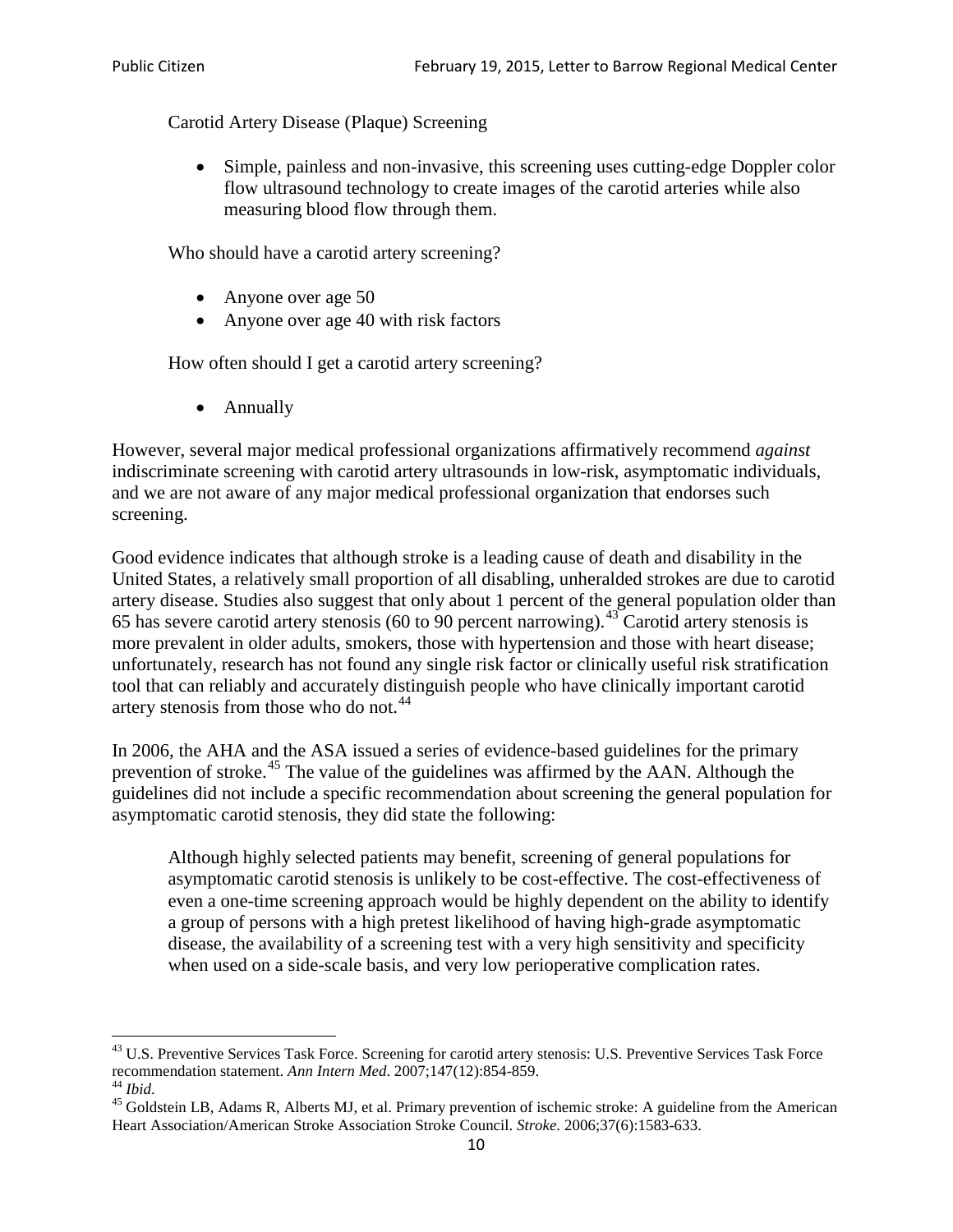Carotid Artery Disease (Plaque) Screening

- Simple, painless and non-invasive, this screening uses cutting-edge Doppler color flow ultrasound technology to create images of the carotid arteries while also measuring blood flow through them.

Who should have a carotid artery screening?

- Anyone over age 50
- Anyone over age 40 with risk factors

How often should I get a carotid artery screening?

- Annually

However, several major medical professional organizations affirmatively recommend *against* indiscriminate screening with carotid artery ultrasounds in low-risk, asymptomatic individuals, and we are not aware of any major medical professional organization that endorses such screening.

Good evidence indicates that although stroke is a leading cause of death and disability in the United States, a relatively small proportion of all disabling, unheralded strokes are due to carotid artery disease. Studies also suggest that only about 1 percent of the general population older than 65 has severe carotid artery stenosis (60 to 90 percent narrowing).[43] Carotid artery stenosis is more prevalent in older adults, smokers, those with hypertension and those with heart disease; unfortunately, research has not found any single risk factor or clinically useful risk stratification tool that can reliably and accurately distinguish people who have clinically important carotid artery stenosis from those who do not.[44]

In 2006, the AHA and the ASA issued a series of evidence-based guidelines for the primary prevention of stroke.[45] The value of the guidelines was affirmed by the AAN. Although the guidelines did not include a specific recommendation about screening the general population for asymptomatic carotid stenosis, they did state the following:

> Although highly selected patients may benefit, screening of general populations for asymptomatic carotid stenosis is unlikely to be cost-effective. The cost-effectiveness of even a one-time screening approach would be highly dependent on the ability to identify a group of persons with a high pretest likelihood of having high-grade asymptomatic disease, the availability of a screening test with a very high sensitivity and specificity when used on a side-scale basis, and very low perioperative complication rates.

---

[43] U.S. Preventive Services Task Force. Screening for carotid artery stenosis: U.S. Preventive Services Task Force recommendation statement. *Ann Intern Med*. 2007;147(12):854-859.

[44] *Ibid*.

[45] Goldstein LB, Adams R, Alberts MJ, et al. Primary prevention of ischemic stroke: A guideline from the American Heart Association/American Stroke Association Stroke Council. *Stroke*. 2006;37(6):1583-633.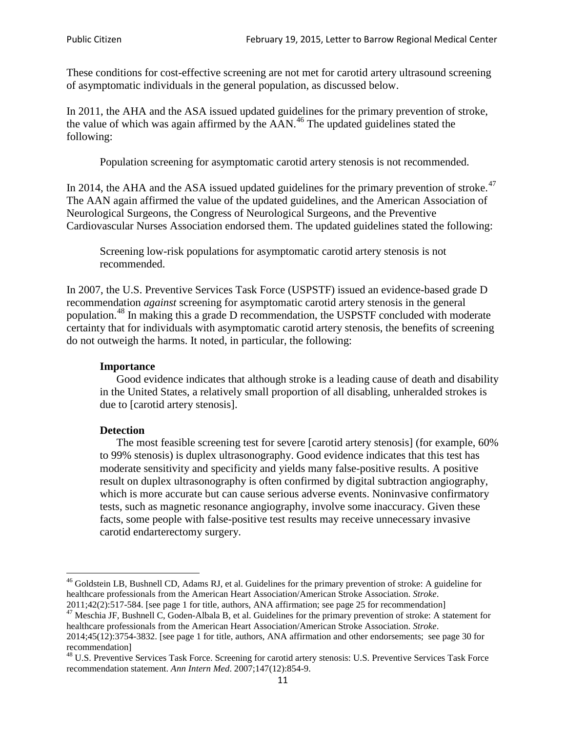These conditions for cost-effective screening are not met for carotid artery ultrasound screening of asymptomatic individuals in the general population, as discussed below.

In 2011, the AHA and the ASA issued updated guidelines for the primary prevention of stroke, the value of which was again affirmed by the AAN.[46] The updated guidelines stated the following:

> Population screening for asymptomatic carotid artery stenosis is not recommended.

In 2014, the AHA and the ASA issued updated guidelines for the primary prevention of stroke.[47] The AAN again affirmed the value of the updated guidelines, and the American Association of Neurological Surgeons, the Congress of Neurological Surgeons, and the Preventive Cardiovascular Nurses Association endorsed them. The updated guidelines stated the following:

> Screening low-risk populations for asymptomatic carotid artery stenosis is not recommended.

In 2007, the U.S. Preventive Services Task Force (USPSTF) issued an evidence-based grade D recommendation *against* screening for asymptomatic carotid artery stenosis in the general population.[48] In making this a grade D recommendation, the USPSTF concluded with moderate certainty that for individuals with asymptomatic carotid artery stenosis, the benefits of screening do not outweigh the harms. It noted, in particular, the following:

> **Importance**
>
> Good evidence indicates that although stroke is a leading cause of death and disability in the United States, a relatively small proportion of all disabling, unheralded strokes is due to [carotid artery stenosis].
>
> **Detection**
>
> The most feasible screening test for severe [carotid artery stenosis] (for example, 60% to 99% stenosis) is duplex ultrasonography. Good evidence indicates that this test has moderate sensitivity and specificity and yields many false-positive results. A positive result on duplex ultrasonography is often confirmed by digital subtraction angiography, which is more accurate but can cause serious adverse events. Noninvasive confirmatory tests, such as magnetic resonance angiography, involve some inaccuracy. Given these facts, some people with false-positive test results may receive unnecessary invasive carotid endarterectomy surgery.

---

[46] Goldstein LB, Bushnell CD, Adams RJ, et al. Guidelines for the primary prevention of stroke: A guideline for healthcare professionals from the American Heart Association/American Stroke Association. *Stroke*. 2011;42(2):517-584. [see page 1 for title, authors, ANA affirmation; see page 25 for recommendation]

[47] Meschia JF, Bushnell C, Goden-Albala B, et al. Guidelines for the primary prevention of stroke: A statement for healthcare professionals from the American Heart Association/American Stroke Association. *Stroke*. 2014;45(12):3754-3832. [see page 1 for title, authors, ANA affirmation and other endorsements; see page 30 for recommendation]

[48] U.S. Preventive Services Task Force. Screening for carotid artery stenosis: U.S. Preventive Services Task Force recommendation statement. *Ann Intern Med*. 2007;147(12):854-9.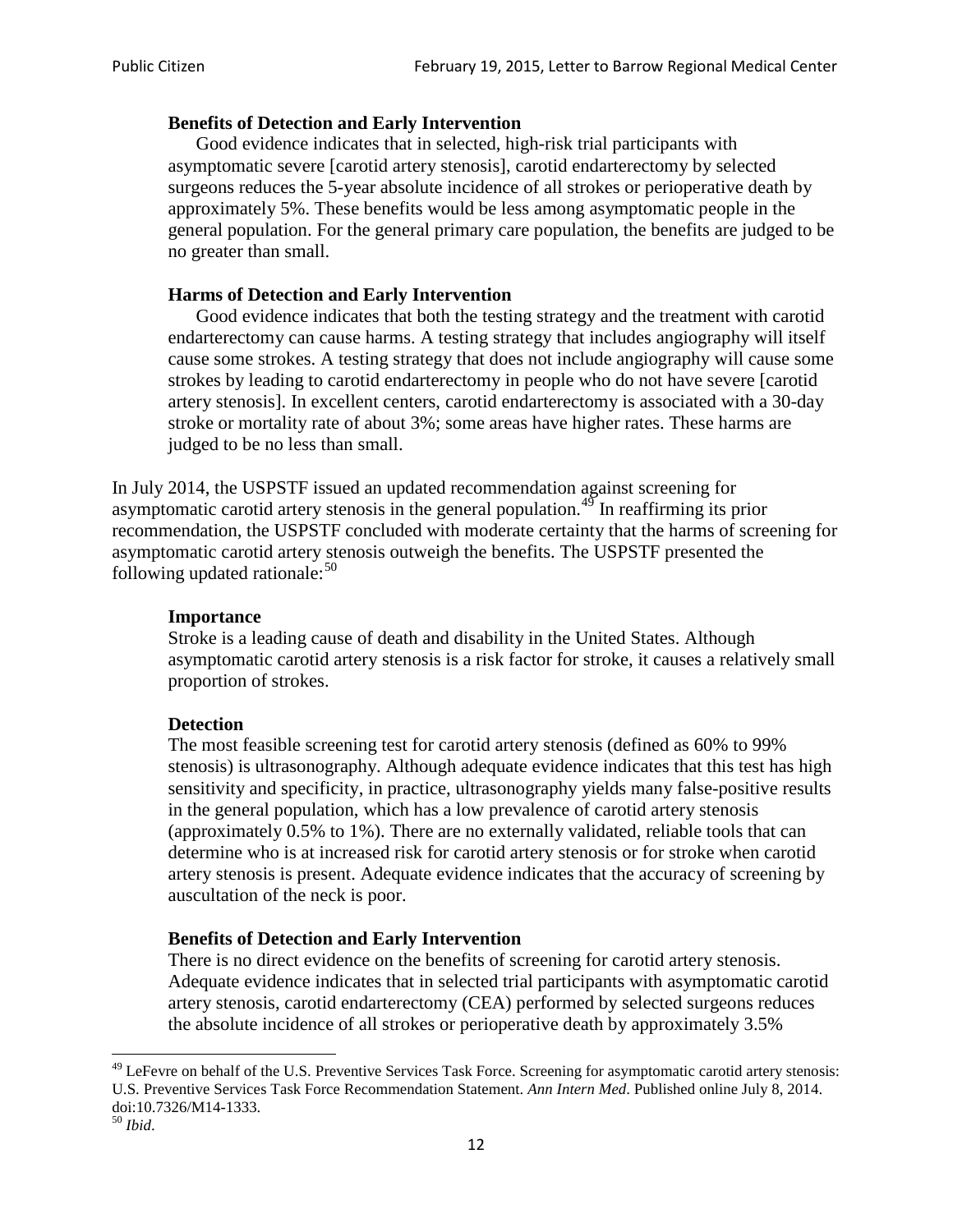> **Benefits of Detection and Early Intervention**
> Good evidence indicates that in selected, high-risk trial participants with asymptomatic severe [carotid artery stenosis], carotid endarterectomy by selected surgeons reduces the 5-year absolute incidence of all strokes or perioperative death by approximately 5%. These benefits would be less among asymptomatic people in the general population. For the general primary care population, the benefits are judged to be no greater than small.
>
> **Harms of Detection and Early Intervention**
> Good evidence indicates that both the testing strategy and the treatment with carotid endarterectomy can cause harms. A testing strategy that includes angiography will itself cause some strokes. A testing strategy that does not include angiography will cause some strokes by leading to carotid endarterectomy in people who do not have severe [carotid artery stenosis]. In excellent centers, carotid endarterectomy is associated with a 30-day stroke or mortality rate of about 3%; some areas have higher rates. These harms are judged to be no less than small.

In July 2014, the USPSTF issued an updated recommendation against screening for asymptomatic carotid artery stenosis in the general population.[49] In reaffirming its prior recommendation, the USPSTF concluded with moderate certainty that the harms of screening for asymptomatic carotid artery stenosis outweigh the benefits. The USPSTF presented the following updated rationale:[50]

> **Importance**
> Stroke is a leading cause of death and disability in the United States. Although asymptomatic carotid artery stenosis is a risk factor for stroke, it causes a relatively small proportion of strokes.
>
> **Detection**
> The most feasible screening test for carotid artery stenosis (defined as 60% to 99% stenosis) is ultrasonography. Although adequate evidence indicates that this test has high sensitivity and specificity, in practice, ultrasonography yields many false-positive results in the general population, which has a low prevalence of carotid artery stenosis (approximately 0.5% to 1%). There are no externally validated, reliable tools that can determine who is at increased risk for carotid artery stenosis or for stroke when carotid artery stenosis is present. Adequate evidence indicates that the accuracy of screening by auscultation of the neck is poor.
>
> **Benefits of Detection and Early Intervention**
> There is no direct evidence on the benefits of screening for carotid artery stenosis. Adequate evidence indicates that in selected trial participants with asymptomatic carotid artery stenosis, carotid endarterectomy (CEA) performed by selected surgeons reduces the absolute incidence of all strokes or perioperative death by approximately 3.5%

[49] LeFevre on behalf of the U.S. Preventive Services Task Force. Screening for asymptomatic carotid artery stenosis: U.S. Preventive Services Task Force Recommendation Statement. *Ann Intern Med*. Published online July 8, 2014. doi:10.7326/M14-1333.

[50] *Ibid*.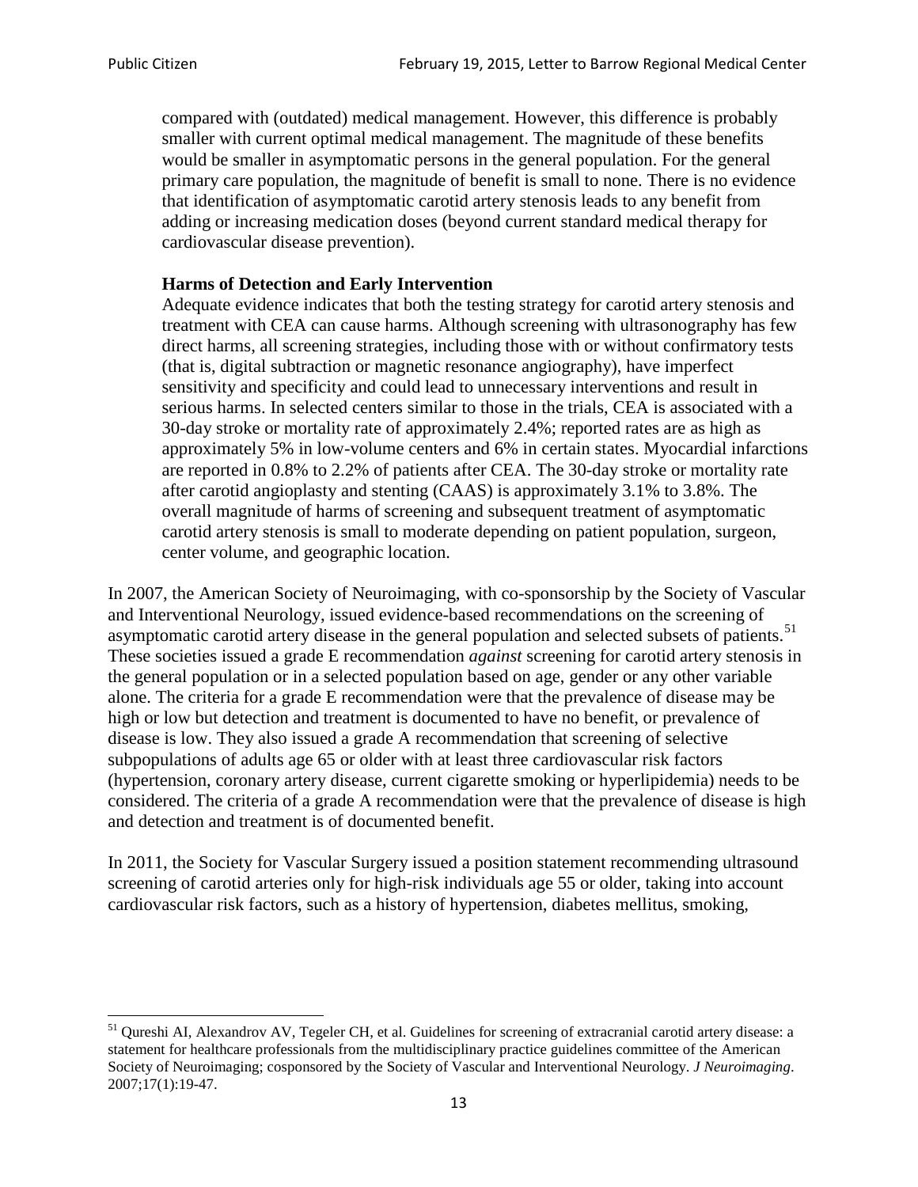> compared with (outdated) medical management. However, this difference is probably smaller with current optimal medical management. The magnitude of these benefits would be smaller in asymptomatic persons in the general population. For the general primary care population, the magnitude of benefit is small to none. There is no evidence that identification of asymptomatic carotid artery stenosis leads to any benefit from adding or increasing medication doses (beyond current standard medical therapy for cardiovascular disease prevention).
>
> **Harms of Detection and Early Intervention**
>
> Adequate evidence indicates that both the testing strategy for carotid artery stenosis and treatment with CEA can cause harms. Although screening with ultrasonography has few direct harms, all screening strategies, including those with or without confirmatory tests (that is, digital subtraction or magnetic resonance angiography), have imperfect sensitivity and specificity and could lead to unnecessary interventions and result in serious harms. In selected centers similar to those in the trials, CEA is associated with a 30-day stroke or mortality rate of approximately 2.4%; reported rates are as high as approximately 5% in low-volume centers and 6% in certain states. Myocardial infarctions are reported in 0.8% to 2.2% of patients after CEA. The 30-day stroke or mortality rate after carotid angioplasty and stenting (CAAS) is approximately 3.1% to 3.8%. The overall magnitude of harms of screening and subsequent treatment of asymptomatic carotid artery stenosis is small to moderate depending on patient population, surgeon, center volume, and geographic location.

In 2007, the American Society of Neuroimaging, with co-sponsorship by the Society of Vascular and Interventional Neurology, issued evidence-based recommendations on the screening of asymptomatic carotid artery disease in the general population and selected subsets of patients.[51] These societies issued a grade E recommendation *against* screening for carotid artery stenosis in the general population or in a selected population based on age, gender or any other variable alone. The criteria for a grade E recommendation were that the prevalence of disease may be high or low but detection and treatment is documented to have no benefit, or prevalence of disease is low. They also issued a grade A recommendation that screening of selective subpopulations of adults age 65 or older with at least three cardiovascular risk factors (hypertension, coronary artery disease, current cigarette smoking or hyperlipidemia) needs to be considered. The criteria of a grade A recommendation were that the prevalence of disease is high and detection and treatment is of documented benefit.

In 2011, the Society for Vascular Surgery issued a position statement recommending ultrasound screening of carotid arteries only for high-risk individuals age 55 or older, taking into account cardiovascular risk factors, such as a history of hypertension, diabetes mellitus, smoking,

---

[51] Qureshi AI, Alexandrov AV, Tegeler CH, et al. Guidelines for screening of extracranial carotid artery disease: a statement for healthcare professionals from the multidisciplinary practice guidelines committee of the American Society of Neuroimaging; cosponsored by the Society of Vascular and Interventional Neurology. *J Neuroimaging*. 2007;17(1):19-47.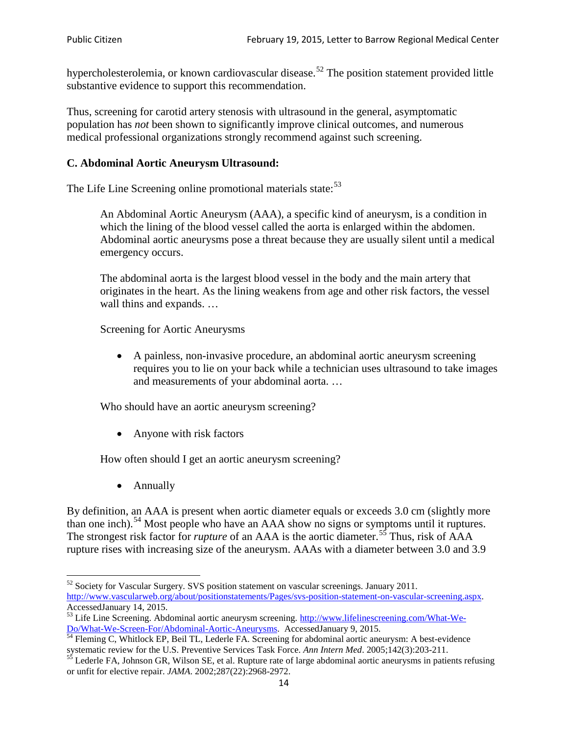hypercholesterolemia, or known cardiovascular disease.[52] The position statement provided little substantive evidence to support this recommendation.

Thus, screening for carotid artery stenosis with ultrasound in the general, asymptomatic population has *not* been shown to significantly improve clinical outcomes, and numerous medical professional organizations strongly recommend against such screening.

### C. Abdominal Aortic Aneurysm Ultrasound:

The Life Line Screening online promotional materials state:[53]

> An Abdominal Aortic Aneurysm (AAA), a specific kind of aneurysm, is a condition in which the lining of the blood vessel called the aorta is enlarged within the abdomen. Abdominal aortic aneurysms pose a threat because they are usually silent until a medical emergency occurs.
>
> The abdominal aorta is the largest blood vessel in the body and the main artery that originates in the heart. As the lining weakens from age and other risk factors, the vessel wall thins and expands. …
>
> Screening for Aortic Aneurysms
>
> - A painless, non-invasive procedure, an abdominal aortic aneurysm screening requires you to lie on your back while a technician uses ultrasound to take images and measurements of your abdominal aorta. …
>
> Who should have an aortic aneurysm screening?
>
> - Anyone with risk factors
>
> How often should I get an aortic aneurysm screening?
>
> - Annually

By definition, an AAA is present when aortic diameter equals or exceeds 3.0 cm (slightly more than one inch).[54] Most people who have an AAA show no signs or symptoms until it ruptures. The strongest risk factor for *rupture* of an AAA is the aortic diameter.[55] Thus, risk of AAA rupture rises with increasing size of the aneurysm. AAAs with a diameter between 3.0 and 3.9

---

[52] Society for Vascular Surgery. SVS position statement on vascular screenings. January 2011. http://www.vascularweb.org/about/positionstatements/Pages/svs-position-statement-on-vascular-screening.aspx. AccessedJanuary 14, 2015.

[53] Life Line Screening. Abdominal aortic aneurysm screening. http://www.lifelinescreening.com/What-We-Do/What-We-Screen-For/Abdominal-Aortic-Aneurysms. AccessedJanuary 9, 2015.

[54] Fleming C, Whitlock EP, Beil TL, Lederle FA. Screening for abdominal aortic aneurysm: A best-evidence systematic review for the U.S. Preventive Services Task Force. *Ann Intern Med*. 2005;142(3):203-211.

[55] Lederle FA, Johnson GR, Wilson SE, et al. Rupture rate of large abdominal aortic aneurysms in patients refusing or unfit for elective repair. *JAMA*. 2002;287(22):2968-2972.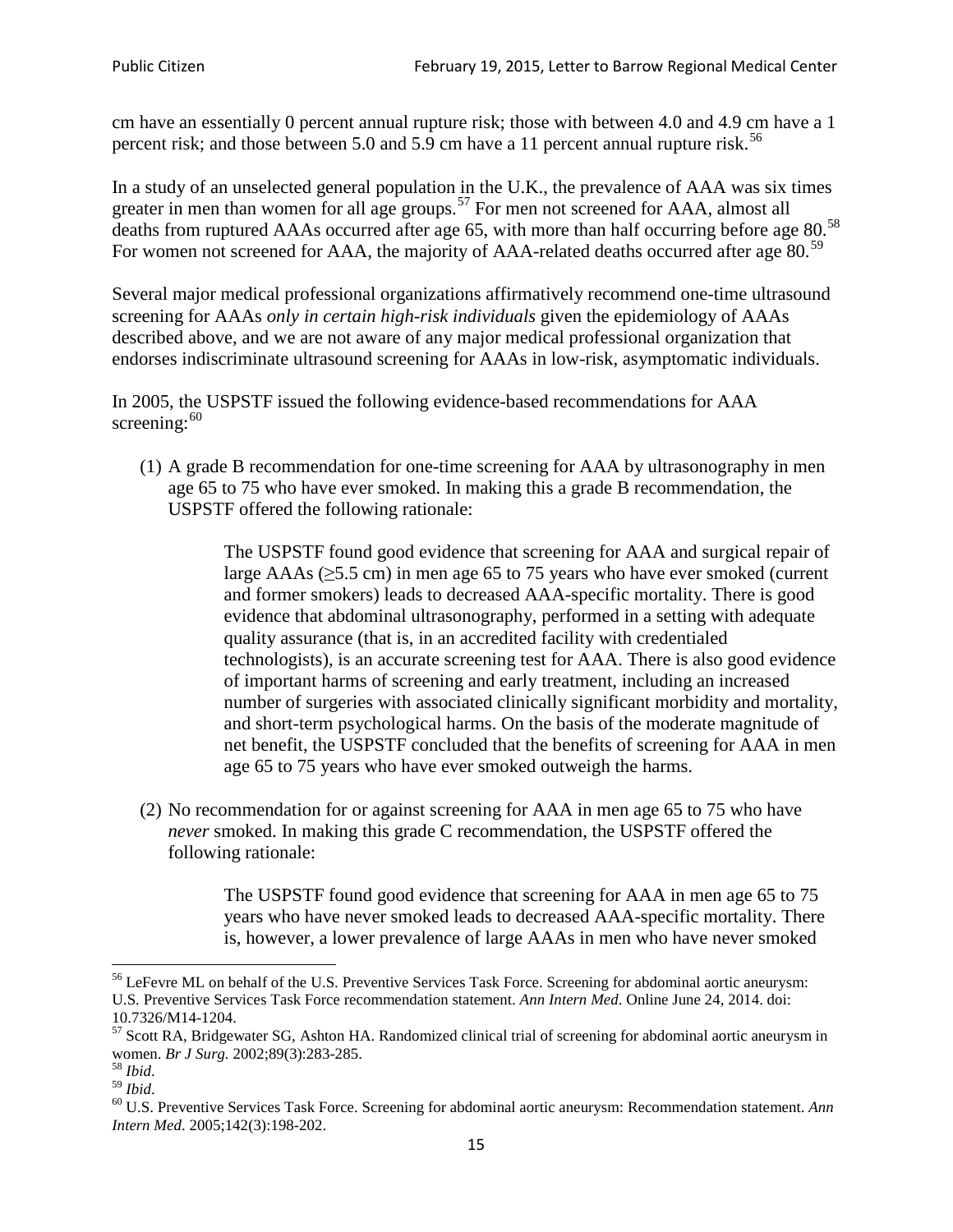cm have an essentially 0 percent annual rupture risk; those with between 4.0 and 4.9 cm have a 1 percent risk; and those between 5.0 and 5.9 cm have a 11 percent annual rupture risk.[56]

In a study of an unselected general population in the U.K., the prevalence of AAA was six times greater in men than women for all age groups.[57] For men not screened for AAA, almost all deaths from ruptured AAAs occurred after age 65, with more than half occurring before age 80.[58] For women not screened for AAA, the majority of AAA-related deaths occurred after age 80.[59]

Several major medical professional organizations affirmatively recommend one-time ultrasound screening for AAAs *only in certain high-risk individuals* given the epidemiology of AAAs described above, and we are not aware of any major medical professional organization that endorses indiscriminate ultrasound screening for AAAs in low-risk, asymptomatic individuals.

In 2005, the USPSTF issued the following evidence-based recommendations for AAA screening:[60]

(1) A grade B recommendation for one-time screening for AAA by ultrasonography in men age 65 to 75 who have ever smoked. In making this a grade B recommendation, the USPSTF offered the following rationale:

> The USPSTF found good evidence that screening for AAA and surgical repair of large AAAs (≥5.5 cm) in men age 65 to 75 years who have ever smoked (current and former smokers) leads to decreased AAA-specific mortality. There is good evidence that abdominal ultrasonography, performed in a setting with adequate quality assurance (that is, in an accredited facility with credentialed technologists), is an accurate screening test for AAA. There is also good evidence of important harms of screening and early treatment, including an increased number of surgeries with associated clinically significant morbidity and mortality, and short-term psychological harms. On the basis of the moderate magnitude of net benefit, the USPSTF concluded that the benefits of screening for AAA in men age 65 to 75 years who have ever smoked outweigh the harms.

(2) No recommendation for or against screening for AAA in men age 65 to 75 who have *never* smoked. In making this grade C recommendation, the USPSTF offered the following rationale:

> The USPSTF found good evidence that screening for AAA in men age 65 to 75 years who have never smoked leads to decreased AAA-specific mortality. There is, however, a lower prevalence of large AAAs in men who have never smoked

---

[56] LeFevre ML on behalf of the U.S. Preventive Services Task Force. Screening for abdominal aortic aneurysm: U.S. Preventive Services Task Force recommendation statement. *Ann Intern Med*. Online June 24, 2014. doi: 10.7326/M14-1204.

[57] Scott RA, Bridgewater SG, Ashton HA. Randomized clinical trial of screening for abdominal aortic aneurysm in women. *Br J Surg.* 2002;89(3):283-285.

[58] *Ibid*.

[59] *Ibid*.

[60] U.S. Preventive Services Task Force. Screening for abdominal aortic aneurysm: Recommendation statement. *Ann Intern Med*. 2005;142(3):198-202.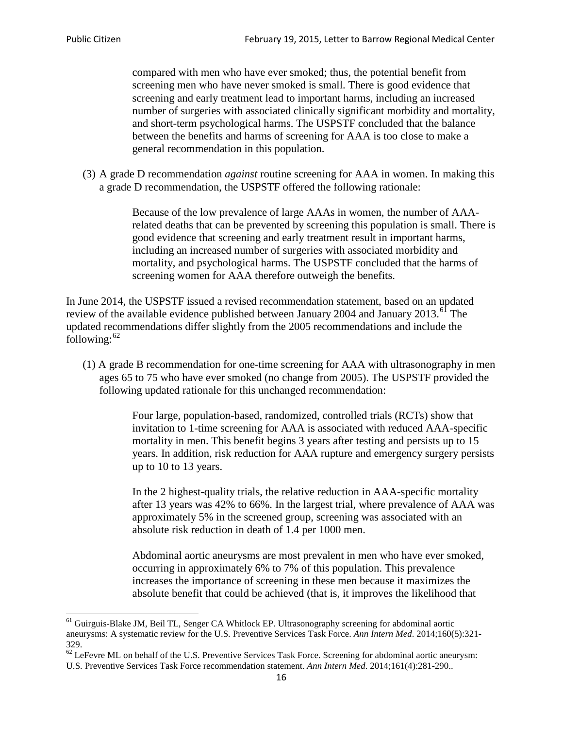> compared with men who have ever smoked; thus, the potential benefit from screening men who have never smoked is small. There is good evidence that screening and early treatment lead to important harms, including an increased number of surgeries with associated clinically significant morbidity and mortality, and short-term psychological harms. The USPSTF concluded that the balance between the benefits and harms of screening for AAA is too close to make a general recommendation in this population.

(3) A grade D recommendation *against* routine screening for AAA in women. In making this a grade D recommendation, the USPSTF offered the following rationale:

> Because of the low prevalence of large AAAs in women, the number of AAA-related deaths that can be prevented by screening this population is small. There is good evidence that screening and early treatment result in important harms, including an increased number of surgeries with associated morbidity and mortality, and psychological harms. The USPSTF concluded that the harms of screening women for AAA therefore outweigh the benefits.

In June 2014, the USPSTF issued a revised recommendation statement, based on an updated review of the available evidence published between January 2004 and January 2013.[61] The updated recommendations differ slightly from the 2005 recommendations and include the following:[62]

(1) A grade B recommendation for one-time screening for AAA with ultrasonography in men ages 65 to 75 who have ever smoked (no change from 2005). The USPSTF provided the following updated rationale for this unchanged recommendation:

> Four large, population-based, randomized, controlled trials (RCTs) show that invitation to 1-time screening for AAA is associated with reduced AAA-specific mortality in men. This benefit begins 3 years after testing and persists up to 15 years. In addition, risk reduction for AAA rupture and emergency surgery persists up to 10 to 13 years.
>
> In the 2 highest-quality trials, the relative reduction in AAA-specific mortality after 13 years was 42% to 66%. In the largest trial, where prevalence of AAA was approximately 5% in the screened group, screening was associated with an absolute risk reduction in death of 1.4 per 1000 men.
>
> Abdominal aortic aneurysms are most prevalent in men who have ever smoked, occurring in approximately 6% to 7% of this population. This prevalence increases the importance of screening in these men because it maximizes the absolute benefit that could be achieved (that is, it improves the likelihood that

[61] Guirguis-Blake JM, Beil TL, Senger CA Whitlock EP. Ultrasonography screening for abdominal aortic aneurysms: A systematic review for the U.S. Preventive Services Task Force. *Ann Intern Med*. 2014;160(5):321-329.

[62] LeFevre ML on behalf of the U.S. Preventive Services Task Force. Screening for abdominal aortic aneurysm: U.S. Preventive Services Task Force recommendation statement. *Ann Intern Med*. 2014;161(4):281-290..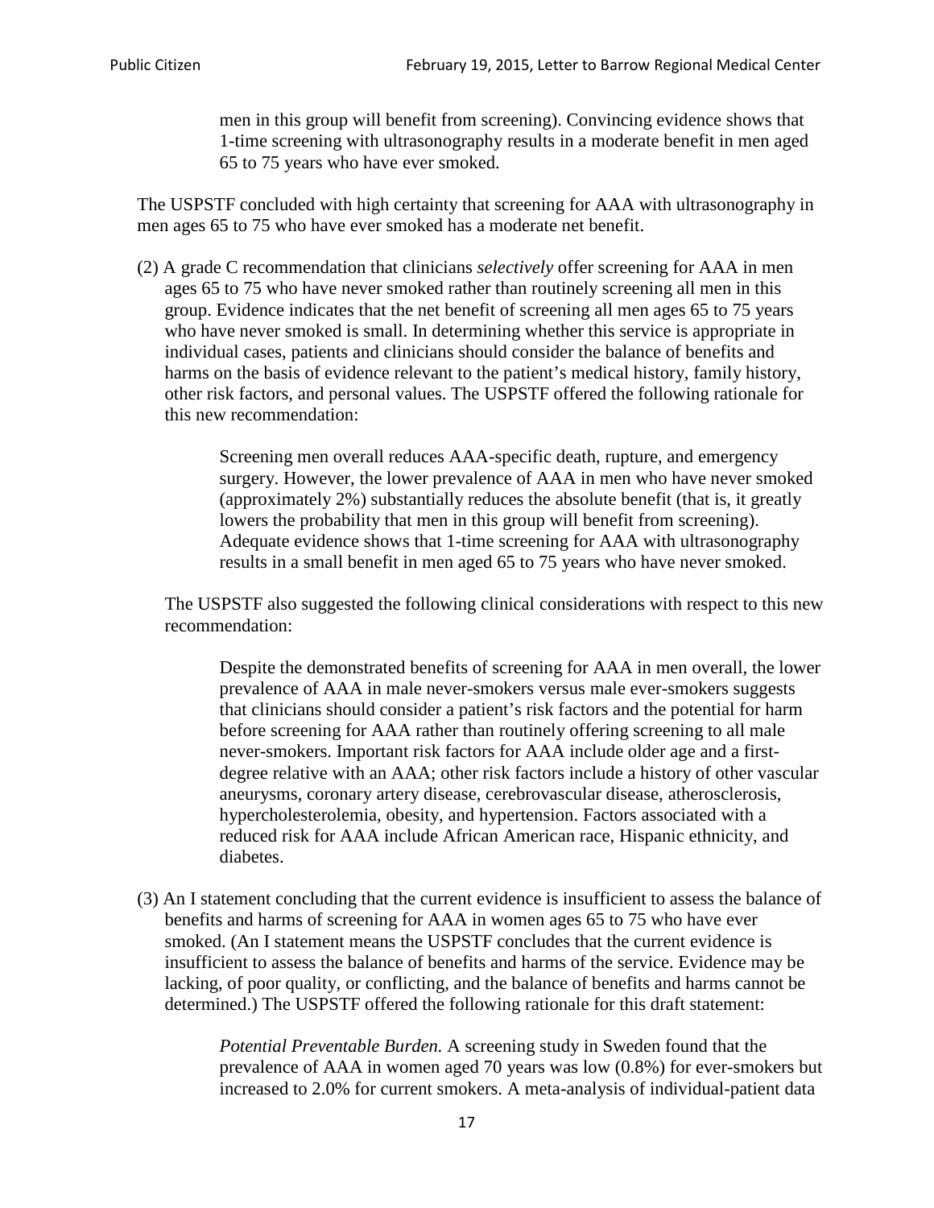> men in this group will benefit from screening). Convincing evidence shows that 1-time screening with ultrasonography results in a moderate benefit in men aged 65 to 75 years who have ever smoked.

The USPSTF concluded with high certainty that screening for AAA with ultrasonography in men ages 65 to 75 who have ever smoked has a moderate net benefit.

(2) A grade C recommendation that clinicians *selectively* offer screening for AAA in men ages 65 to 75 who have never smoked rather than routinely screening all men in this group. Evidence indicates that the net benefit of screening all men ages 65 to 75 years who have never smoked is small. In determining whether this service is appropriate in individual cases, patients and clinicians should consider the balance of benefits and harms on the basis of evidence relevant to the patient's medical history, family history, other risk factors, and personal values. The USPSTF offered the following rationale for this new recommendation:

> Screening men overall reduces AAA-specific death, rupture, and emergency surgery. However, the lower prevalence of AAA in men who have never smoked (approximately 2%) substantially reduces the absolute benefit (that is, it greatly lowers the probability that men in this group will benefit from screening). Adequate evidence shows that 1-time screening for AAA with ultrasonography results in a small benefit in men aged 65 to 75 years who have never smoked.

The USPSTF also suggested the following clinical considerations with respect to this new recommendation:

> Despite the demonstrated benefits of screening for AAA in men overall, the lower prevalence of AAA in male never-smokers versus male ever-smokers suggests that clinicians should consider a patient's risk factors and the potential for harm before screening for AAA rather than routinely offering screening to all male never-smokers. Important risk factors for AAA include older age and a first-degree relative with an AAA; other risk factors include a history of other vascular aneurysms, coronary artery disease, cerebrovascular disease, atherosclerosis, hypercholesterolemia, obesity, and hypertension. Factors associated with a reduced risk for AAA include African American race, Hispanic ethnicity, and diabetes.

(3) An I statement concluding that the current evidence is insufficient to assess the balance of benefits and harms of screening for AAA in women ages 65 to 75 who have ever smoked. (An I statement means the USPSTF concludes that the current evidence is insufficient to assess the balance of benefits and harms of the service. Evidence may be lacking, of poor quality, or conflicting, and the balance of benefits and harms cannot be determined.) The USPSTF offered the following rationale for this draft statement:

> *Potential Preventable Burden.* A screening study in Sweden found that the prevalence of AAA in women aged 70 years was low (0.8%) for ever-smokers but increased to 2.0% for current smokers. A meta-analysis of individual-patient data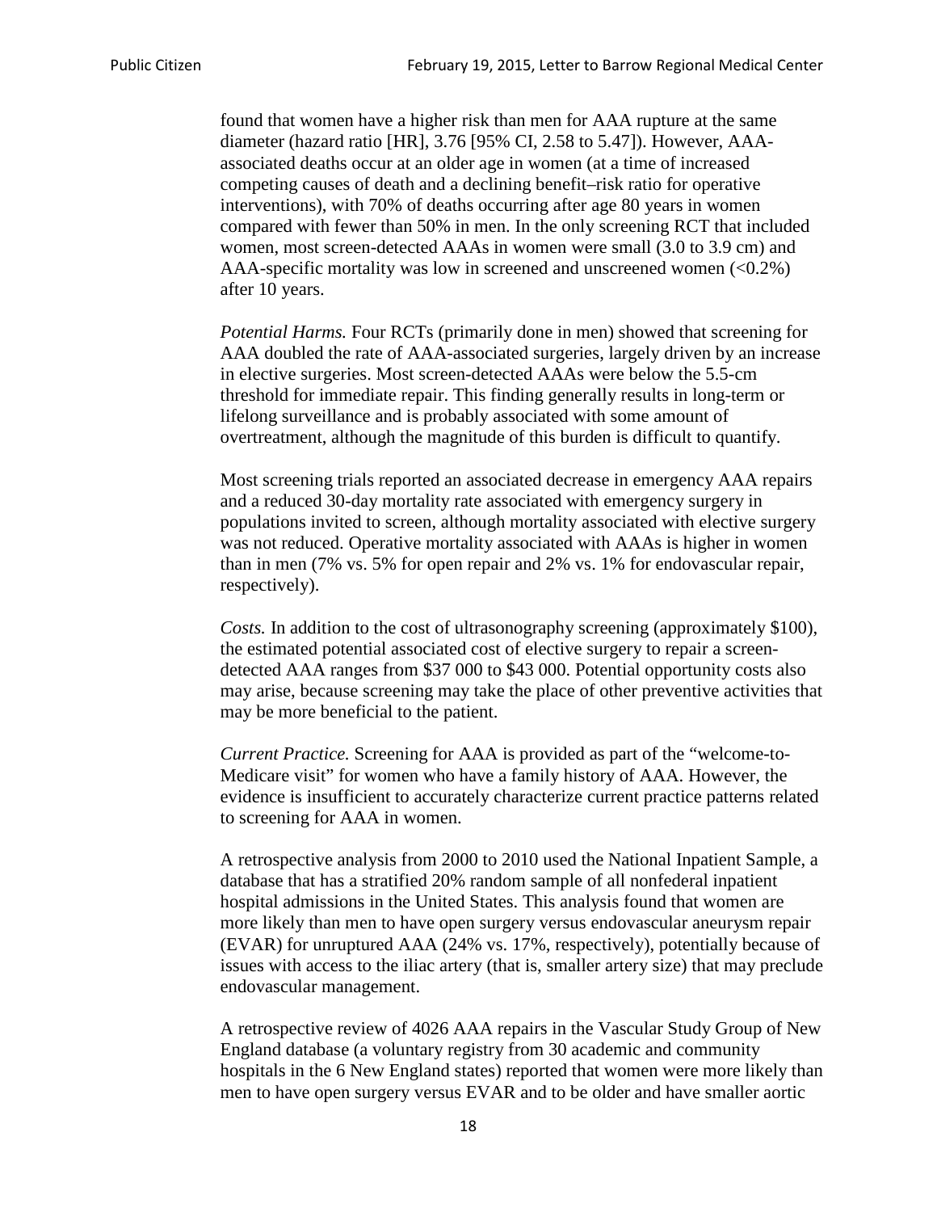found that women have a higher risk than men for AAA rupture at the same diameter (hazard ratio [HR], 3.76 [95% CI, 2.58 to 5.47]). However, AAA-associated deaths occur at an older age in women (at a time of increased competing causes of death and a declining benefit–risk ratio for operative interventions), with 70% of deaths occurring after age 80 years in women compared with fewer than 50% in men. In the only screening RCT that included women, most screen-detected AAAs in women were small (3.0 to 3.9 cm) and AAA-specific mortality was low in screened and unscreened women (<0.2%) after 10 years.

*Potential Harms.* Four RCTs (primarily done in men) showed that screening for AAA doubled the rate of AAA-associated surgeries, largely driven by an increase in elective surgeries. Most screen-detected AAAs were below the 5.5-cm threshold for immediate repair. This finding generally results in long-term or lifelong surveillance and is probably associated with some amount of overtreatment, although the magnitude of this burden is difficult to quantify.

Most screening trials reported an associated decrease in emergency AAA repairs and a reduced 30-day mortality rate associated with emergency surgery in populations invited to screen, although mortality associated with elective surgery was not reduced. Operative mortality associated with AAAs is higher in women than in men (7% vs. 5% for open repair and 2% vs. 1% for endovascular repair, respectively).

*Costs.* In addition to the cost of ultrasonography screening (approximately $100), the estimated potential associated cost of elective surgery to repair a screen-detected AAA ranges from $37 000 to $43 000. Potential opportunity costs also may arise, because screening may take the place of other preventive activities that may be more beneficial to the patient.

*Current Practice.* Screening for AAA is provided as part of the "welcome-to-Medicare visit" for women who have a family history of AAA. However, the evidence is insufficient to accurately characterize current practice patterns related to screening for AAA in women.

A retrospective analysis from 2000 to 2010 used the National Inpatient Sample, a database that has a stratified 20% random sample of all nonfederal inpatient hospital admissions in the United States. This analysis found that women are more likely than men to have open surgery versus endovascular aneurysm repair (EVAR) for unruptured AAA (24% vs. 17%, respectively), potentially because of issues with access to the iliac artery (that is, smaller artery size) that may preclude endovascular management.

A retrospective review of 4026 AAA repairs in the Vascular Study Group of New England database (a voluntary registry from 30 academic and community hospitals in the 6 New England states) reported that women were more likely than men to have open surgery versus EVAR and to be older and have smaller aortic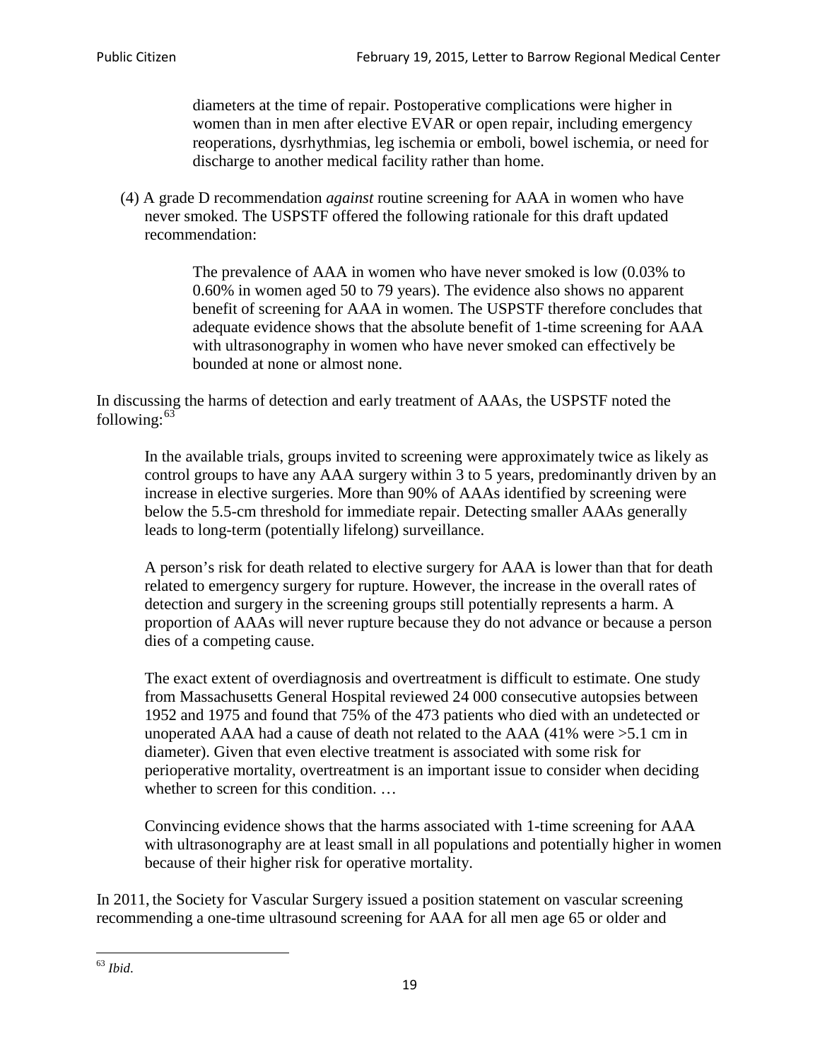> diameters at the time of repair. Postoperative complications were higher in women than in men after elective EVAR or open repair, including emergency reoperations, dysrhythmias, leg ischemia or emboli, bowel ischemia, or need for discharge to another medical facility rather than home.

(4) A grade D recommendation *against* routine screening for AAA in women who have never smoked. The USPSTF offered the following rationale for this draft updated recommendation:

> The prevalence of AAA in women who have never smoked is low (0.03% to 0.60% in women aged 50 to 79 years). The evidence also shows no apparent benefit of screening for AAA in women. The USPSTF therefore concludes that adequate evidence shows that the absolute benefit of 1-time screening for AAA with ultrasonography in women who have never smoked can effectively be bounded at none or almost none.

In discussing the harms of detection and early treatment of AAAs, the USPSTF noted the following:[63]

> In the available trials, groups invited to screening were approximately twice as likely as control groups to have any AAA surgery within 3 to 5 years, predominantly driven by an increase in elective surgeries. More than 90% of AAAs identified by screening were below the 5.5-cm threshold for immediate repair. Detecting smaller AAAs generally leads to long-term (potentially lifelong) surveillance.
>
> A person's risk for death related to elective surgery for AAA is lower than that for death related to emergency surgery for rupture. However, the increase in the overall rates of detection and surgery in the screening groups still potentially represents a harm. A proportion of AAAs will never rupture because they do not advance or because a person dies of a competing cause.
>
> The exact extent of overdiagnosis and overtreatment is difficult to estimate. One study from Massachusetts General Hospital reviewed 24 000 consecutive autopsies between 1952 and 1975 and found that 75% of the 473 patients who died with an undetected or unoperated AAA had a cause of death not related to the AAA (41% were >5.1 cm in diameter). Given that even elective treatment is associated with some risk for perioperative mortality, overtreatment is an important issue to consider when deciding whether to screen for this condition. …
>
> Convincing evidence shows that the harms associated with 1-time screening for AAA with ultrasonography are at least small in all populations and potentially higher in women because of their higher risk for operative mortality.

In 2011, the Society for Vascular Surgery issued a position statement on vascular screening recommending a one-time ultrasound screening for AAA for all men age 65 or older and

[63] *Ibid*.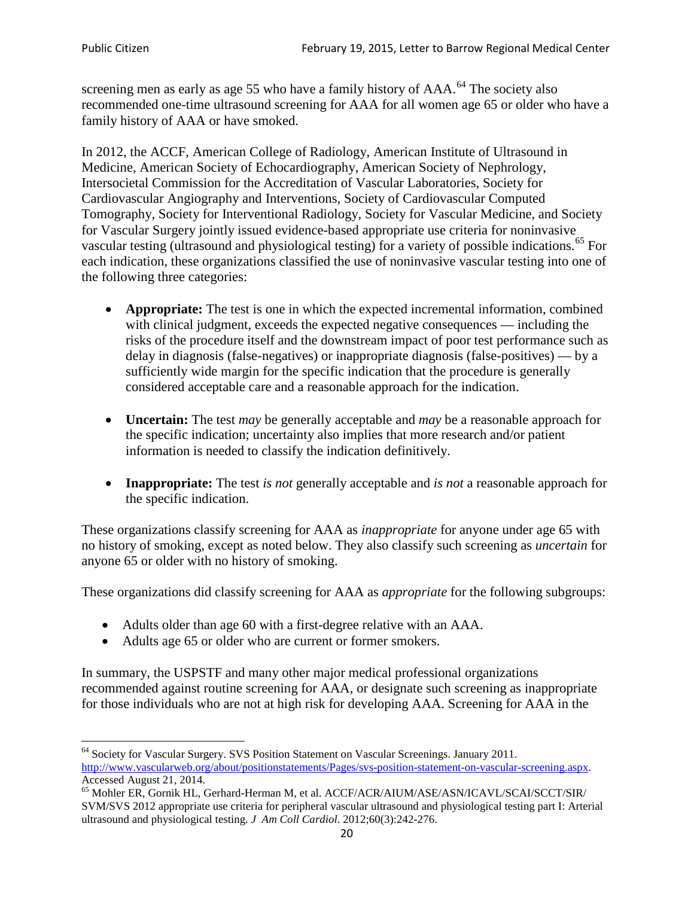screening men as early as age 55 who have a family history of AAA.[64] The society also recommended one-time ultrasound screening for AAA for all women age 65 or older who have a family history of AAA or have smoked.

In 2012, the ACCF, American College of Radiology, American Institute of Ultrasound in Medicine, American Society of Echocardiography, American Society of Nephrology, Intersocietal Commission for the Accreditation of Vascular Laboratories, Society for Cardiovascular Angiography and Interventions, Society of Cardiovascular Computed Tomography, Society for Interventional Radiology, Society for Vascular Medicine, and Society for Vascular Surgery jointly issued evidence-based appropriate use criteria for noninvasive vascular testing (ultrasound and physiological testing) for a variety of possible indications.[65] For each indication, these organizations classified the use of noninvasive vascular testing into one of the following three categories:

- **Appropriate:** The test is one in which the expected incremental information, combined with clinical judgment, exceeds the expected negative consequences — including the risks of the procedure itself and the downstream impact of poor test performance such as delay in diagnosis (false-negatives) or inappropriate diagnosis (false-positives) — by a sufficiently wide margin for the specific indication that the procedure is generally considered acceptable care and a reasonable approach for the indication.

- **Uncertain:** The test *may* be generally acceptable and *may* be a reasonable approach for the specific indication; uncertainty also implies that more research and/or patient information is needed to classify the indication definitively.

- **Inappropriate:** The test *is not* generally acceptable and *is not* a reasonable approach for the specific indication.

These organizations classify screening for AAA as *inappropriate* for anyone under age 65 with no history of smoking, except as noted below. They also classify such screening as *uncertain* for anyone 65 or older with no history of smoking.

These organizations did classify screening for AAA as *appropriate* for the following subgroups:

- Adults older than age 60 with a first-degree relative with an AAA.
- Adults age 65 or older who are current or former smokers.

In summary, the USPSTF and many other major medical professional organizations recommended against routine screening for AAA, or designate such screening as inappropriate for those individuals who are not at high risk for developing AAA. Screening for AAA in the

[64] Society for Vascular Surgery. SVS Position Statement on Vascular Screenings. January 2011. http://www.vascularweb.org/about/positionstatements/Pages/svs-position-statement-on-vascular-screening.aspx. Accessed August 21, 2014.

[65] Mohler ER, Gornik HL, Gerhard-Herman M, et al. ACCF/ACR/AIUM/ASE/ASN/ICAVL/SCAI/SCCT/SIR/SVM/SVS 2012 appropriate use criteria for peripheral vascular ultrasound and physiological testing part I: Arterial ultrasound and physiological testing. *J Am Coll Cardiol*. 2012;60(3):242-276.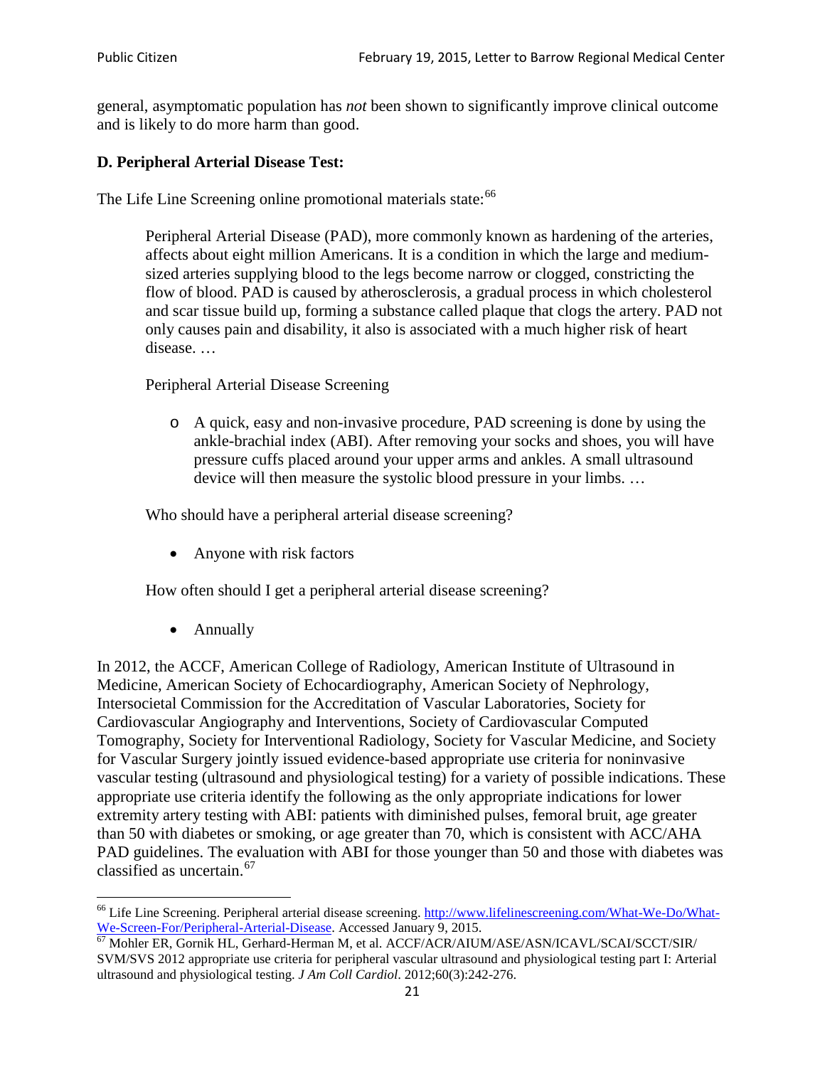general, asymptomatic population has *not* been shown to significantly improve clinical outcome and is likely to do more harm than good.

### D. Peripheral Arterial Disease Test:

The Life Line Screening online promotional materials state:[66]

> Peripheral Arterial Disease (PAD), more commonly known as hardening of the arteries, affects about eight million Americans. It is a condition in which the large and medium-sized arteries supplying blood to the legs become narrow or clogged, constricting the flow of blood. PAD is caused by atherosclerosis, a gradual process in which cholesterol and scar tissue build up, forming a substance called plaque that clogs the artery. PAD not only causes pain and disability, it also is associated with a much higher risk of heart disease. …
>
> Peripheral Arterial Disease Screening
>
> - A quick, easy and non-invasive procedure, PAD screening is done by using the ankle-brachial index (ABI). After removing your socks and shoes, you will have pressure cuffs placed around your upper arms and ankles. A small ultrasound device will then measure the systolic blood pressure in your limbs. …
>
> Who should have a peripheral arterial disease screening?
>
> - Anyone with risk factors
>
> How often should I get a peripheral arterial disease screening?
>
> - Annually

In 2012, the ACCF, American College of Radiology, American Institute of Ultrasound in Medicine, American Society of Echocardiography, American Society of Nephrology, Intersocietal Commission for the Accreditation of Vascular Laboratories, Society for Cardiovascular Angiography and Interventions, Society of Cardiovascular Computed Tomography, Society for Interventional Radiology, Society for Vascular Medicine, and Society for Vascular Surgery jointly issued evidence-based appropriate use criteria for noninvasive vascular testing (ultrasound and physiological testing) for a variety of possible indications. These appropriate use criteria identify the following as the only appropriate indications for lower extremity artery testing with ABI: patients with diminished pulses, femoral bruit, age greater than 50 with diabetes or smoking, or age greater than 70, which is consistent with ACC/AHA PAD guidelines. The evaluation with ABI for those younger than 50 and those with diabetes was classified as uncertain.[67]

---

[66] Life Line Screening. Peripheral arterial disease screening. http://www.lifelinescreening.com/What-We-Do/What-We-Screen-For/Peripheral-Arterial-Disease. Accessed January 9, 2015.

[67] Mohler ER, Gornik HL, Gerhard-Herman M, et al. ACCF/ACR/AIUM/ASE/ASN/ICAVL/SCAI/SCCT/SIR/SVM/SVS 2012 appropriate use criteria for peripheral vascular ultrasound and physiological testing part I: Arterial ultrasound and physiological testing. *J Am Coll Cardiol*. 2012;60(3):242-276.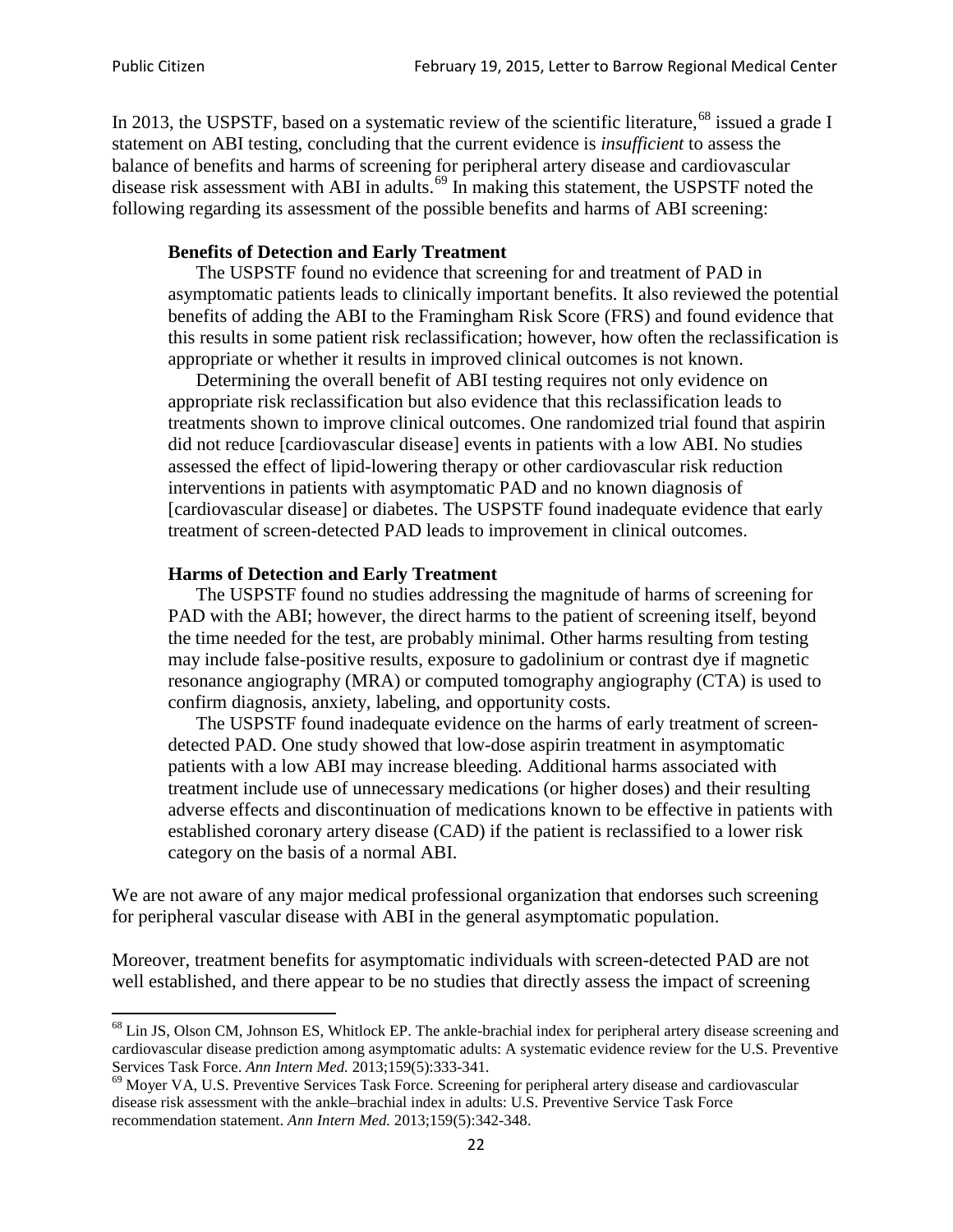In 2013, the USPSTF, based on a systematic review of the scientific literature,[68] issued a grade I statement on ABI testing, concluding that the current evidence is *insufficient* to assess the balance of benefits and harms of screening for peripheral artery disease and cardiovascular disease risk assessment with ABI in adults.[69] In making this statement, the USPSTF noted the following regarding its assessment of the possible benefits and harms of ABI screening:

> **Benefits of Detection and Early Treatment**
>
> The USPSTF found no evidence that screening for and treatment of PAD in asymptomatic patients leads to clinically important benefits. It also reviewed the potential benefits of adding the ABI to the Framingham Risk Score (FRS) and found evidence that this results in some patient risk reclassification; however, how often the reclassification is appropriate or whether it results in improved clinical outcomes is not known.
>
> Determining the overall benefit of ABI testing requires not only evidence on appropriate risk reclassification but also evidence that this reclassification leads to treatments shown to improve clinical outcomes. One randomized trial found that aspirin did not reduce [cardiovascular disease] events in patients with a low ABI. No studies assessed the effect of lipid-lowering therapy or other cardiovascular risk reduction interventions in patients with asymptomatic PAD and no known diagnosis of [cardiovascular disease] or diabetes. The USPSTF found inadequate evidence that early treatment of screen-detected PAD leads to improvement in clinical outcomes.
>
> **Harms of Detection and Early Treatment**
>
> The USPSTF found no studies addressing the magnitude of harms of screening for PAD with the ABI; however, the direct harms to the patient of screening itself, beyond the time needed for the test, are probably minimal. Other harms resulting from testing may include false-positive results, exposure to gadolinium or contrast dye if magnetic resonance angiography (MRA) or computed tomography angiography (CTA) is used to confirm diagnosis, anxiety, labeling, and opportunity costs.
>
> The USPSTF found inadequate evidence on the harms of early treatment of screen-detected PAD. One study showed that low-dose aspirin treatment in asymptomatic patients with a low ABI may increase bleeding. Additional harms associated with treatment include use of unnecessary medications (or higher doses) and their resulting adverse effects and discontinuation of medications known to be effective in patients with established coronary artery disease (CAD) if the patient is reclassified to a lower risk category on the basis of a normal ABI.

We are not aware of any major medical professional organization that endorses such screening for peripheral vascular disease with ABI in the general asymptomatic population.

Moreover, treatment benefits for asymptomatic individuals with screen-detected PAD are not well established, and there appear to be no studies that directly assess the impact of screening

---

[68] Lin JS, Olson CM, Johnson ES, Whitlock EP. The ankle-brachial index for peripheral artery disease screening and cardiovascular disease prediction among asymptomatic adults: A systematic evidence review for the U.S. Preventive Services Task Force. *Ann Intern Med.* 2013;159(5):333-341.

[69] Moyer VA, U.S. Preventive Services Task Force. Screening for peripheral artery disease and cardiovascular disease risk assessment with the ankle–brachial index in adults: U.S. Preventive Service Task Force recommendation statement. *Ann Intern Med.* 2013;159(5):342-348.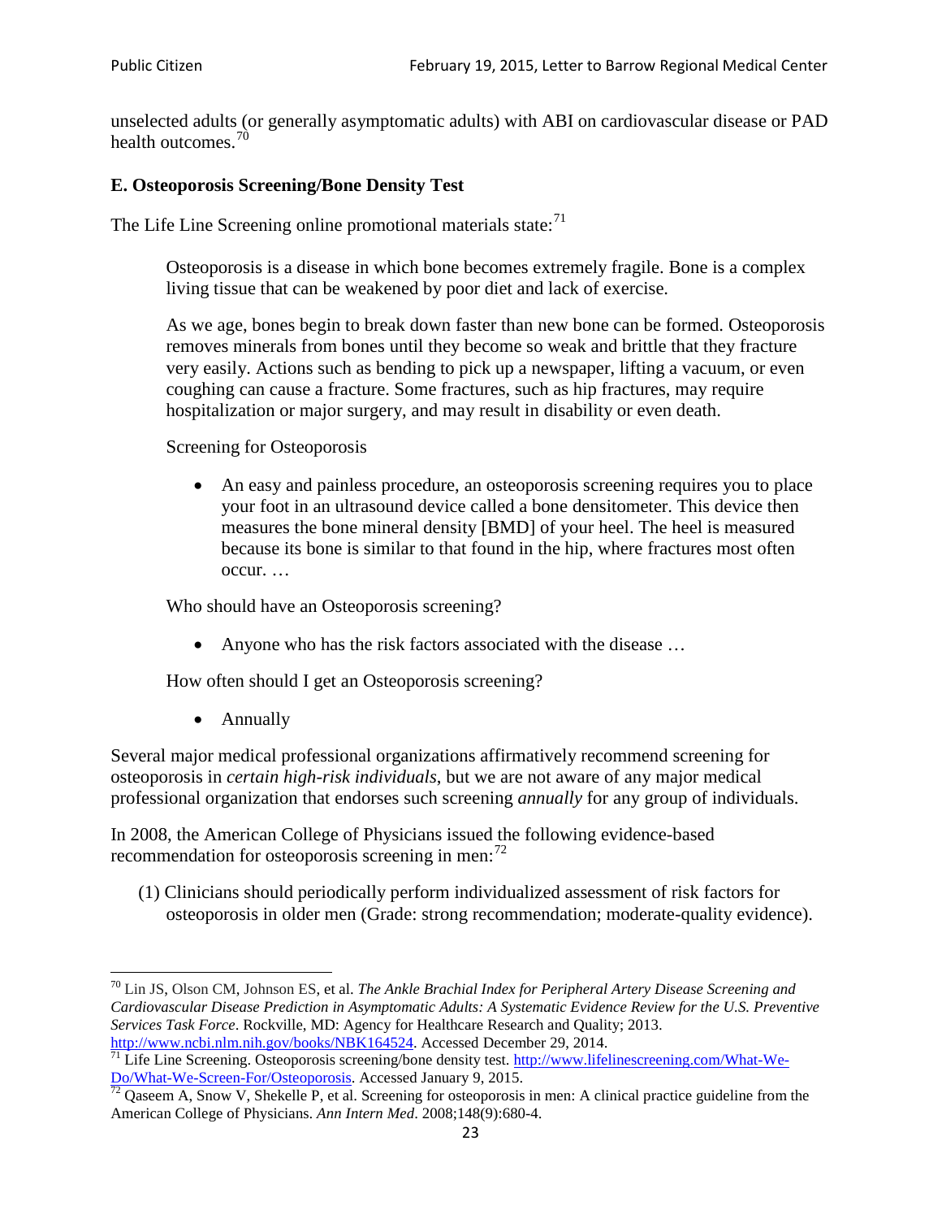unselected adults (or generally asymptomatic adults) with ABI on cardiovascular disease or PAD health outcomes.[70]

### E. Osteoporosis Screening/Bone Density Test

The Life Line Screening online promotional materials state:[71]

> Osteoporosis is a disease in which bone becomes extremely fragile. Bone is a complex living tissue that can be weakened by poor diet and lack of exercise.
>
> As we age, bones begin to break down faster than new bone can be formed. Osteoporosis removes minerals from bones until they become so weak and brittle that they fracture very easily. Actions such as bending to pick up a newspaper, lifting a vacuum, or even coughing can cause a fracture. Some fractures, such as hip fractures, may require hospitalization or major surgery, and may result in disability or even death.
>
> Screening for Osteoporosis
>
> - An easy and painless procedure, an osteoporosis screening requires you to place your foot in an ultrasound device called a bone densitometer. This device then measures the bone mineral density [BMD] of your heel. The heel is measured because its bone is similar to that found in the hip, where fractures most often occur. …
>
> Who should have an Osteoporosis screening?
>
> - Anyone who has the risk factors associated with the disease …
>
> How often should I get an Osteoporosis screening?
>
> - Annually

Several major medical professional organizations affirmatively recommend screening for osteoporosis in *certain high-risk individuals*, but we are not aware of any major medical professional organization that endorses such screening *annually* for any group of individuals.

In 2008, the American College of Physicians issued the following evidence-based recommendation for osteoporosis screening in men:[72]

(1) Clinicians should periodically perform individualized assessment of risk factors for osteoporosis in older men (Grade: strong recommendation; moderate-quality evidence).

---

[70] Lin JS, Olson CM, Johnson ES, et al. *The Ankle Brachial Index for Peripheral Artery Disease Screening and Cardiovascular Disease Prediction in Asymptomatic Adults: A Systematic Evidence Review for the U.S. Preventive Services Task Force*. Rockville, MD: Agency for Healthcare Research and Quality; 2013. http://www.ncbi.nlm.nih.gov/books/NBK164524. Accessed December 29, 2014.

[71] Life Line Screening. Osteoporosis screening/bone density test. http://www.lifelinescreening.com/What-We-Do/What-We-Screen-For/Osteoporosis. Accessed January 9, 2015.

[72] Qaseem A, Snow V, Shekelle P, et al. Screening for osteoporosis in men: A clinical practice guideline from the American College of Physicians. *Ann Intern Med*. 2008;148(9):680-4.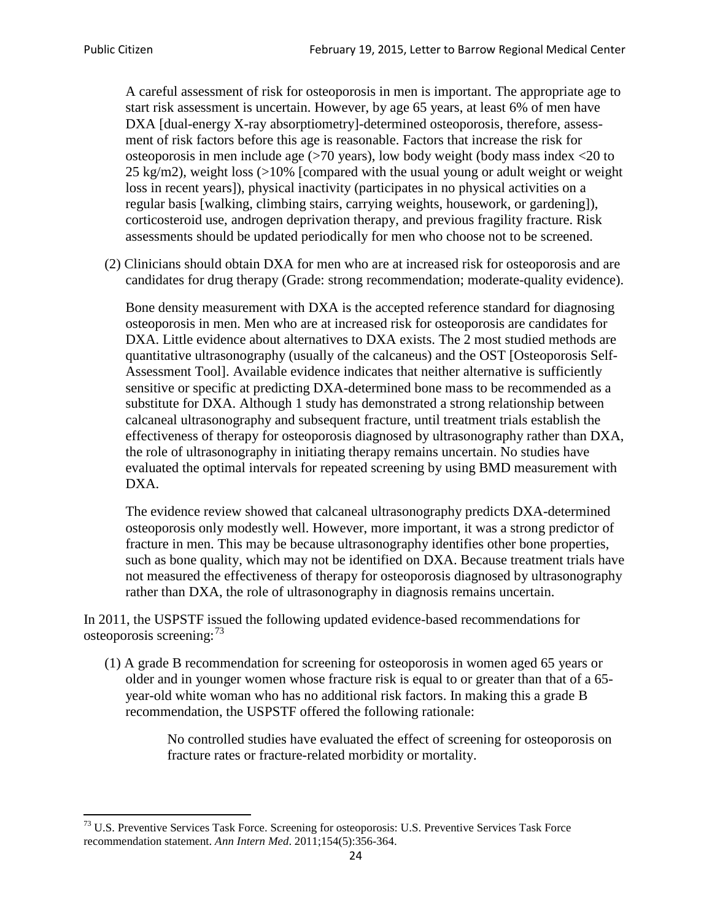A careful assessment of risk for osteoporosis in men is important. The appropriate age to start risk assessment is uncertain. However, by age 65 years, at least 6% of men have DXA [dual-energy X-ray absorptiometry]-determined osteoporosis, therefore, assessment of risk factors before this age is reasonable. Factors that increase the risk for osteoporosis in men include age (>70 years), low body weight (body mass index <20 to 25 kg/m2), weight loss (>10% [compared with the usual young or adult weight or weight loss in recent years]), physical inactivity (participates in no physical activities on a regular basis [walking, climbing stairs, carrying weights, housework, or gardening]), corticosteroid use, androgen deprivation therapy, and previous fragility fracture. Risk assessments should be updated periodically for men who choose not to be screened.

(2) Clinicians should obtain DXA for men who are at increased risk for osteoporosis and are candidates for drug therapy (Grade: strong recommendation; moderate-quality evidence).

Bone density measurement with DXA is the accepted reference standard for diagnosing osteoporosis in men. Men who are at increased risk for osteoporosis are candidates for DXA. Little evidence about alternatives to DXA exists. The 2 most studied methods are quantitative ultrasonography (usually of the calcaneus) and the OST [Osteoporosis Self-Assessment Tool]. Available evidence indicates that neither alternative is sufficiently sensitive or specific at predicting DXA-determined bone mass to be recommended as a substitute for DXA. Although 1 study has demonstrated a strong relationship between calcaneal ultrasonography and subsequent fracture, until treatment trials establish the effectiveness of therapy for osteoporosis diagnosed by ultrasonography rather than DXA, the role of ultrasonography in initiating therapy remains uncertain. No studies have evaluated the optimal intervals for repeated screening by using BMD measurement with DXA.

The evidence review showed that calcaneal ultrasonography predicts DXA-determined osteoporosis only modestly well. However, more important, it was a strong predictor of fracture in men. This may be because ultrasonography identifies other bone properties, such as bone quality, which may not be identified on DXA. Because treatment trials have not measured the effectiveness of therapy for osteoporosis diagnosed by ultrasonography rather than DXA, the role of ultrasonography in diagnosis remains uncertain.

In 2011, the USPSTF issued the following updated evidence-based recommendations for osteoporosis screening:[73]

(1) A grade B recommendation for screening for osteoporosis in women aged 65 years or older and in younger women whose fracture risk is equal to or greater than that of a 65-year-old white woman who has no additional risk factors. In making this a grade B recommendation, the USPSTF offered the following rationale:

> No controlled studies have evaluated the effect of screening for osteoporosis on fracture rates or fracture-related morbidity or mortality.

---

[73] U.S. Preventive Services Task Force. Screening for osteoporosis: U.S. Preventive Services Task Force recommendation statement. *Ann Intern Med*. 2011;154(5):356-364.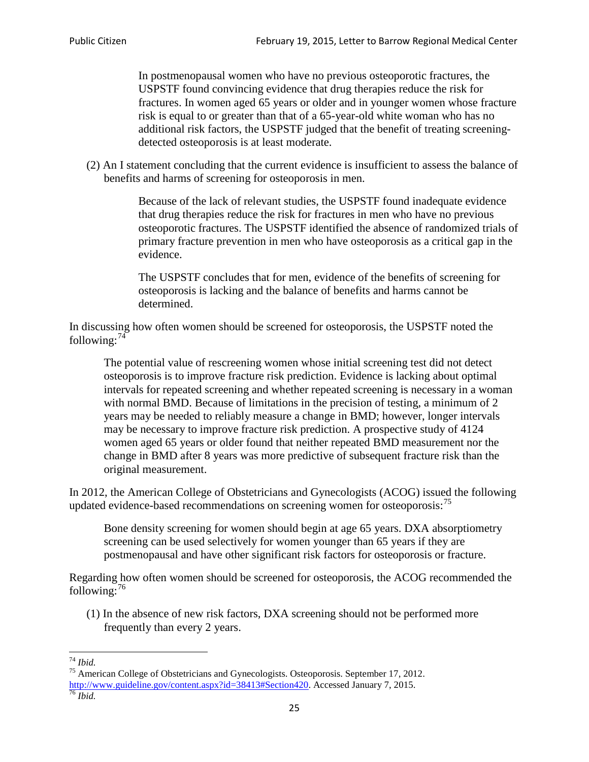> In postmenopausal women who have no previous osteoporotic fractures, the USPSTF found convincing evidence that drug therapies reduce the risk for fractures. In women aged 65 years or older and in younger women whose fracture risk is equal to or greater than that of a 65-year-old white woman who has no additional risk factors, the USPSTF judged that the benefit of treating screening-detected osteoporosis is at least moderate.

(2) An I statement concluding that the current evidence is insufficient to assess the balance of benefits and harms of screening for osteoporosis in men.

> Because of the lack of relevant studies, the USPSTF found inadequate evidence that drug therapies reduce the risk for fractures in men who have no previous osteoporotic fractures. The USPSTF identified the absence of randomized trials of primary fracture prevention in men who have osteoporosis as a critical gap in the evidence.
>
> The USPSTF concludes that for men, evidence of the benefits of screening for osteoporosis is lacking and the balance of benefits and harms cannot be determined.

In discussing how often women should be screened for osteoporosis, the USPSTF noted the following:[74]

> The potential value of rescreening women whose initial screening test did not detect osteoporosis is to improve fracture risk prediction. Evidence is lacking about optimal intervals for repeated screening and whether repeated screening is necessary in a woman with normal BMD. Because of limitations in the precision of testing, a minimum of 2 years may be needed to reliably measure a change in BMD; however, longer intervals may be necessary to improve fracture risk prediction. A prospective study of 4124 women aged 65 years or older found that neither repeated BMD measurement nor the change in BMD after 8 years was more predictive of subsequent fracture risk than the original measurement.

In 2012, the American College of Obstetricians and Gynecologists (ACOG) issued the following updated evidence-based recommendations on screening women for osteoporosis:[75]

> Bone density screening for women should begin at age 65 years. DXA absorptiometry screening can be used selectively for women younger than 65 years if they are postmenopausal and have other significant risk factors for osteoporosis or fracture.

Regarding how often women should be screened for osteoporosis, the ACOG recommended the following:[76]

(1) In the absence of new risk factors, DXA screening should not be performed more frequently than every 2 years.

---

[74] *Ibid.*

[75] American College of Obstetricians and Gynecologists. Osteoporosis. September 17, 2012. http://www.guideline.gov/content.aspx?id=38413#Section420. Accessed January 7, 2015.

[76] *Ibid.*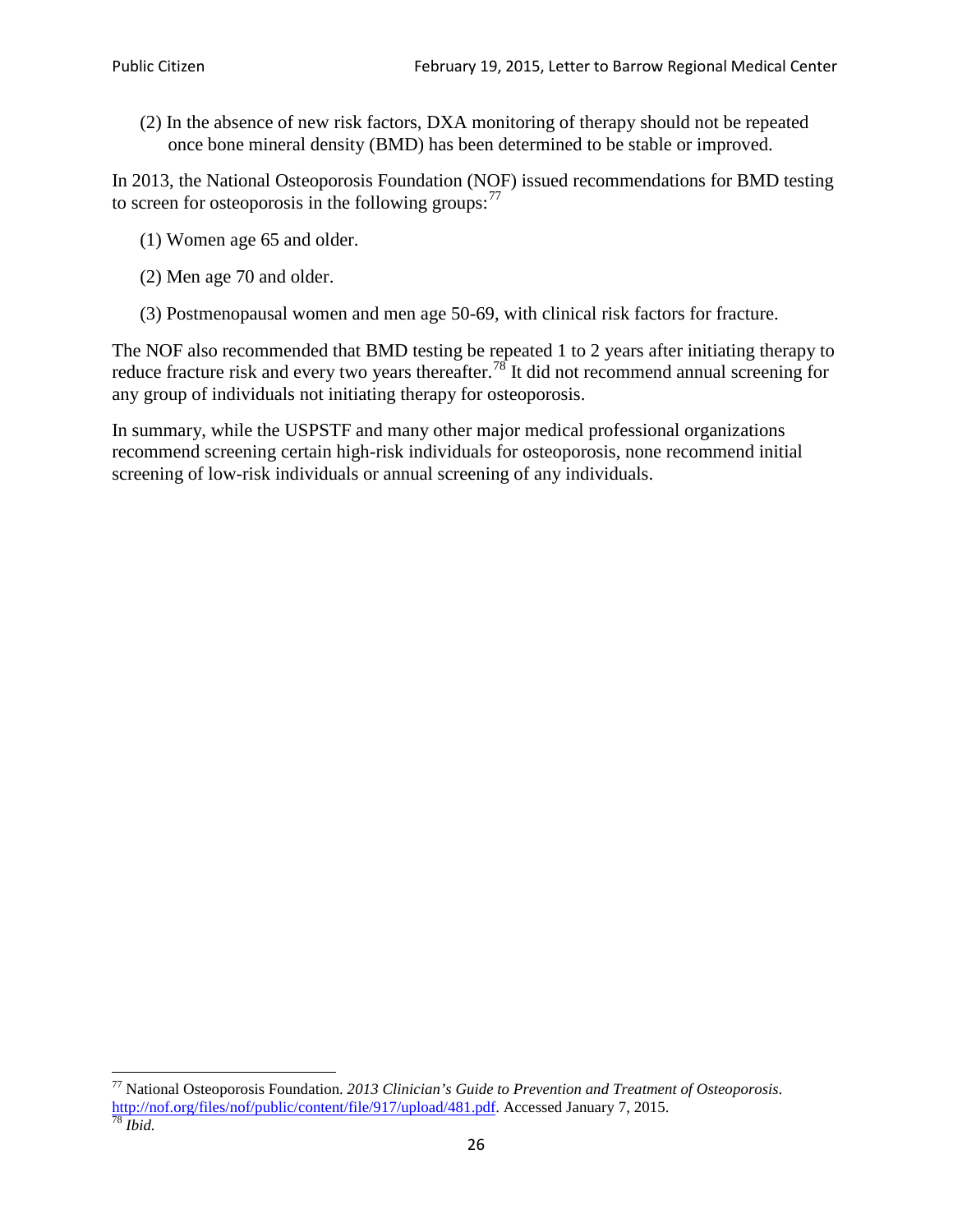(2) In the absence of new risk factors, DXA monitoring of therapy should not be repeated once bone mineral density (BMD) has been determined to be stable or improved.

In 2013, the National Osteoporosis Foundation (NOF) issued recommendations for BMD testing to screen for osteoporosis in the following groups:[77]

(1) Women age 65 and older.

(2) Men age 70 and older.

(3) Postmenopausal women and men age 50-69, with clinical risk factors for fracture.

The NOF also recommended that BMD testing be repeated 1 to 2 years after initiating therapy to reduce fracture risk and every two years thereafter.[78] It did not recommend annual screening for any group of individuals not initiating therapy for osteoporosis.

In summary, while the USPSTF and many other major medical professional organizations recommend screening certain high-risk individuals for osteoporosis, none recommend initial screening of low-risk individuals or annual screening of any individuals.

---

[77] National Osteoporosis Foundation. *2013 Clinician's Guide to Prevention and Treatment of Osteoporosis*. http://nof.org/files/nof/public/content/file/917/upload/481.pdf. Accessed January 7, 2015.

[78] *Ibid.*